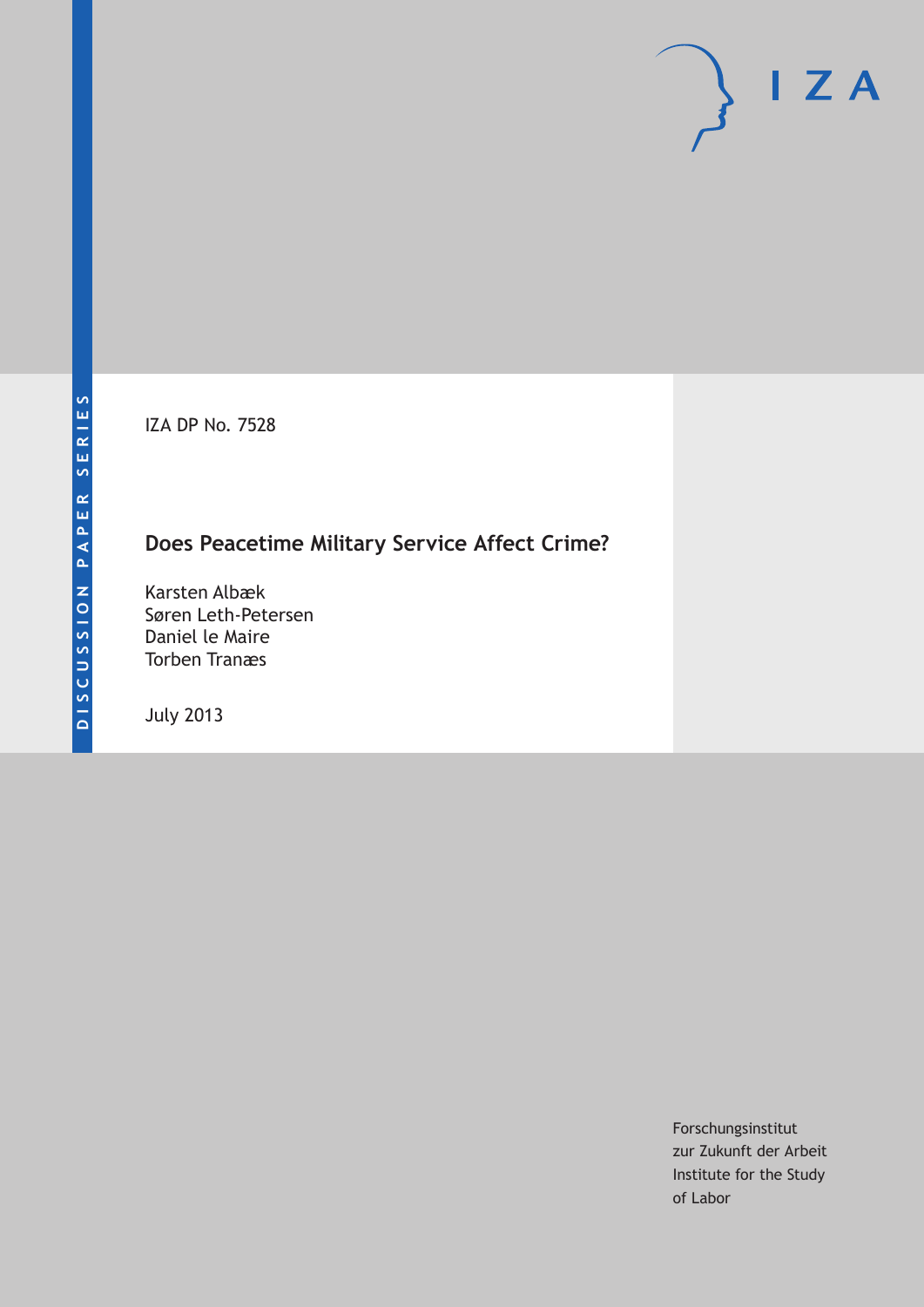DISCUSSION PAPER SERIES

IZA DP No. 7528

# Does Peacetime Military Service Affect Crime?

Karsten Albæk
Søren Leth-Petersen
Daniel le Maire
Torben Tranæs

July 2013

Forschungsinstitut
zur Zukunft der Arbeit
Institute for the Study
of Labor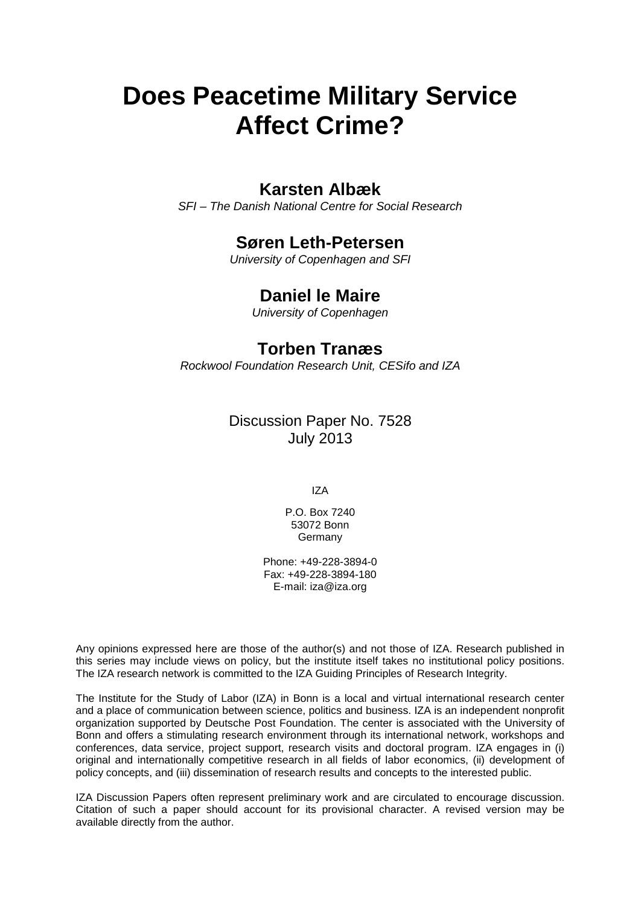# Does Peacetime Military Service Affect Crime?

## Karsten Albæk

*SFI – The Danish National Centre for Social Research*

## Søren Leth-Petersen

*University of Copenhagen and SFI*

## Daniel le Maire

*University of Copenhagen*

## Torben Tranæs

*Rockwool Foundation Research Unit, CESifo and IZA*

Discussion Paper No. 7528
July 2013

IZA

P.O. Box 7240
53072 Bonn
Germany

Phone: +49-228-3894-0
Fax: +49-228-3894-180
E-mail: iza@iza.org

Any opinions expressed here are those of the author(s) and not those of IZA. Research published in this series may include views on policy, but the institute itself takes no institutional policy positions. The IZA research network is committed to the IZA Guiding Principles of Research Integrity.

The Institute for the Study of Labor (IZA) in Bonn is a local and virtual international research center and a place of communication between science, politics and business. IZA is an independent nonprofit organization supported by Deutsche Post Foundation. The center is associated with the University of Bonn and offers a stimulating research environment through its international network, workshops and conferences, data service, project support, research visits and doctoral program. IZA engages in (i) original and internationally competitive research in all fields of labor economics, (ii) development of policy concepts, and (iii) dissemination of research results and concepts to the interested public.

IZA Discussion Papers often represent preliminary work and are circulated to encourage discussion. Citation of such a paper should account for its provisional character. A revised version may be available directly from the author.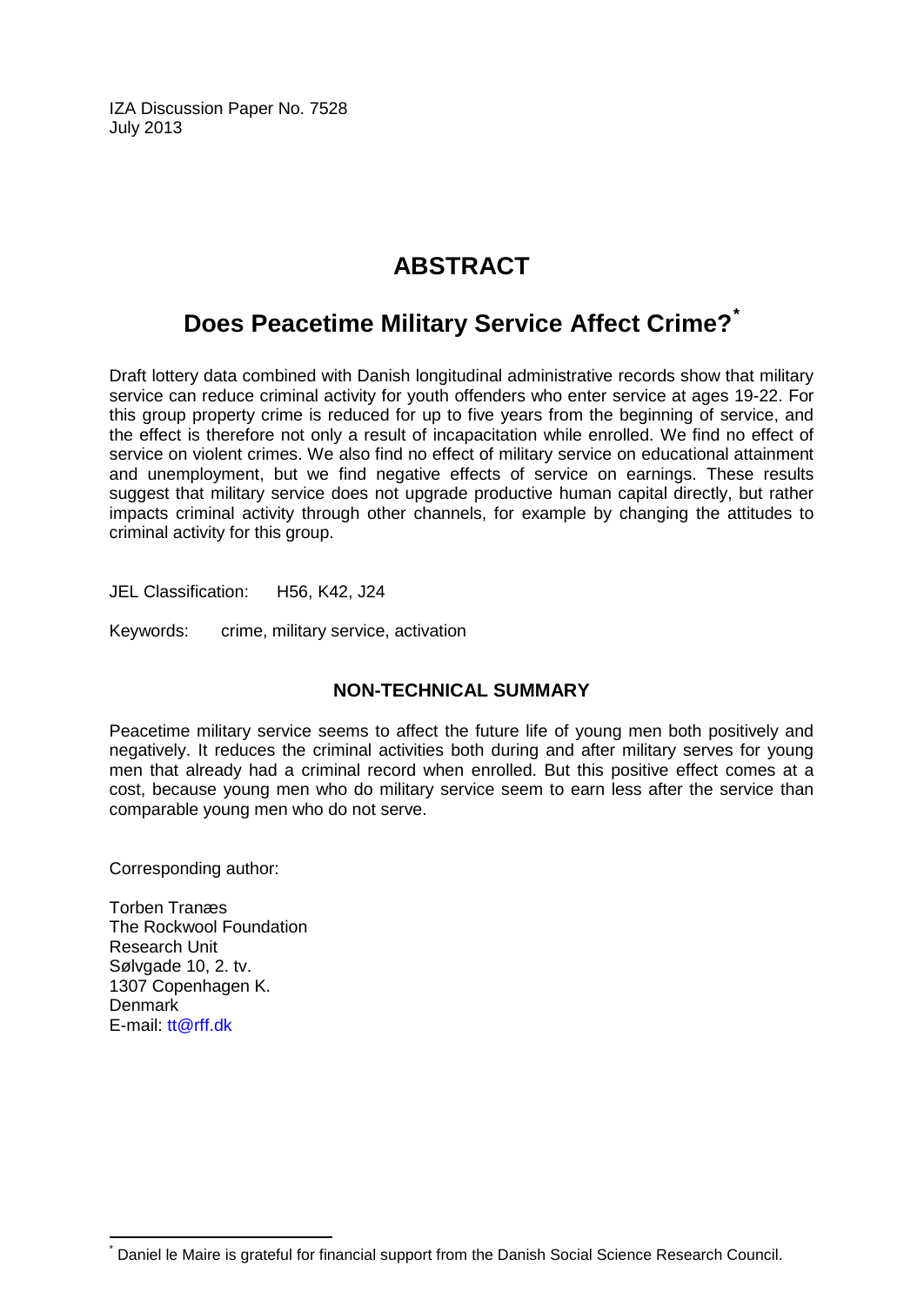IZA Discussion Paper No. 7528
July 2013

# ABSTRACT

## Does Peacetime Military Service Affect Crime?*

Draft lottery data combined with Danish longitudinal administrative records show that military service can reduce criminal activity for youth offenders who enter service at ages 19-22. For this group property crime is reduced for up to five years from the beginning of service, and the effect is therefore not only a result of incapacitation while enrolled. We find no effect of service on violent crimes. We also find no effect of military service on educational attainment and unemployment, but we find negative effects of service on earnings. These results suggest that military service does not upgrade productive human capital directly, but rather impacts criminal activity through other channels, for example by changing the attitudes to criminal activity for this group.

JEL Classification: H56, K42, J24

Keywords: crime, military service, activation

### NON-TECHNICAL SUMMARY

Peacetime military service seems to affect the future life of young men both positively and negatively. It reduces the criminal activities both during and after military serves for young men that already had a criminal record when enrolled. But this positive effect comes at a cost, because young men who do military service seem to earn less after the service than comparable young men who do not serve.

Corresponding author:

Torben Tranæs
The Rockwool Foundation
Research Unit
Sølvgade 10, 2. tv.
1307 Copenhagen K.
Denmark
E-mail: tt@rff.dk

* Daniel le Maire is grateful for financial support from the Danish Social Science Research Council.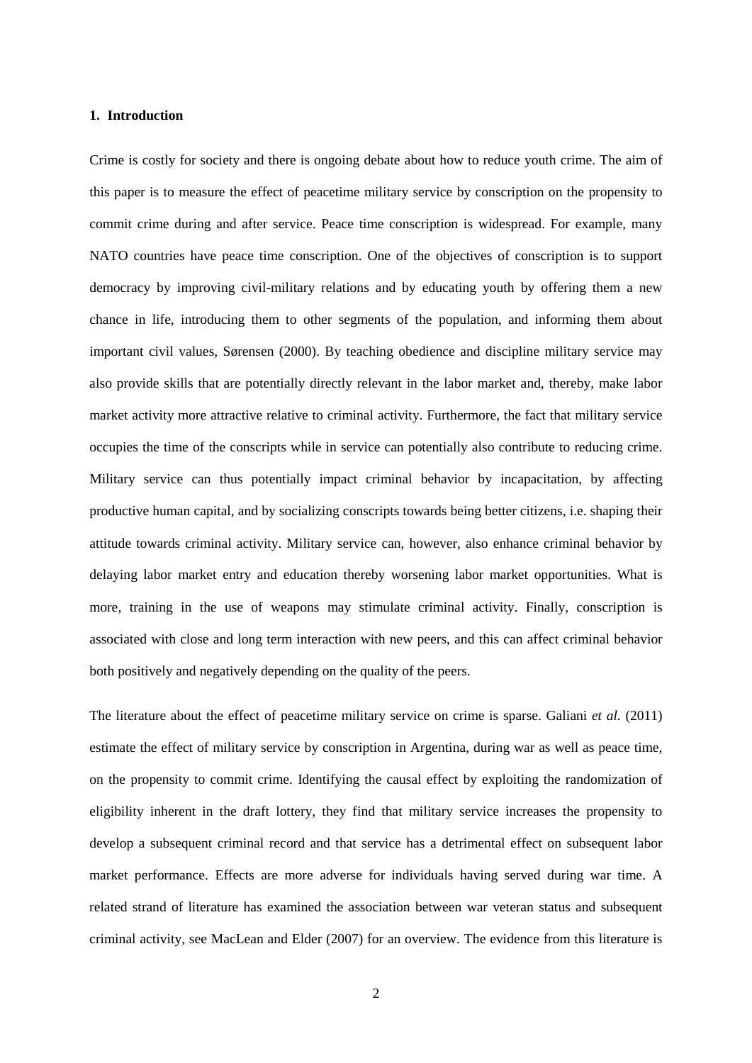## 1. Introduction

Crime is costly for society and there is ongoing debate about how to reduce youth crime. The aim of this paper is to measure the effect of peacetime military service by conscription on the propensity to commit crime during and after service. Peace time conscription is widespread. For example, many NATO countries have peace time conscription. One of the objectives of conscription is to support democracy by improving civil-military relations and by educating youth by offering them a new chance in life, introducing them to other segments of the population, and informing them about important civil values, Sørensen (2000). By teaching obedience and discipline military service may also provide skills that are potentially directly relevant in the labor market and, thereby, make labor market activity more attractive relative to criminal activity. Furthermore, the fact that military service occupies the time of the conscripts while in service can potentially also contribute to reducing crime. Military service can thus potentially impact criminal behavior by incapacitation, by affecting productive human capital, and by socializing conscripts towards being better citizens, i.e. shaping their attitude towards criminal activity. Military service can, however, also enhance criminal behavior by delaying labor market entry and education thereby worsening labor market opportunities. What is more, training in the use of weapons may stimulate criminal activity. Finally, conscription is associated with close and long term interaction with new peers, and this can affect criminal behavior both positively and negatively depending on the quality of the peers.

The literature about the effect of peacetime military service on crime is sparse. Galiani *et al.* (2011) estimate the effect of military service by conscription in Argentina, during war as well as peace time, on the propensity to commit crime. Identifying the causal effect by exploiting the randomization of eligibility inherent in the draft lottery, they find that military service increases the propensity to develop a subsequent criminal record and that service has a detrimental effect on subsequent labor market performance. Effects are more adverse for individuals having served during war time. A related strand of literature has examined the association between war veteran status and subsequent criminal activity, see MacLean and Elder (2007) for an overview. The evidence from this literature is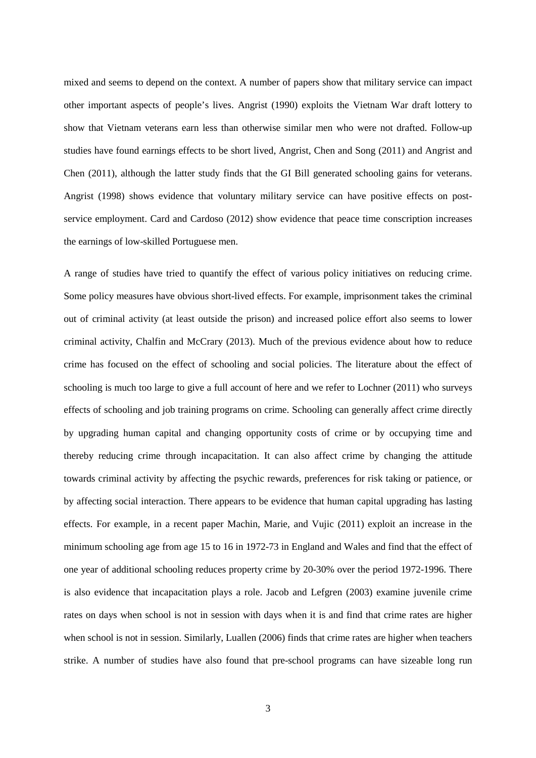mixed and seems to depend on the context. A number of papers show that military service can impact other important aspects of people's lives. Angrist (1990) exploits the Vietnam War draft lottery to show that Vietnam veterans earn less than otherwise similar men who were not drafted. Follow-up studies have found earnings effects to be short lived, Angrist, Chen and Song (2011) and Angrist and Chen (2011), although the latter study finds that the GI Bill generated schooling gains for veterans. Angrist (1998) shows evidence that voluntary military service can have positive effects on post-service employment. Card and Cardoso (2012) show evidence that peace time conscription increases the earnings of low-skilled Portuguese men.

A range of studies have tried to quantify the effect of various policy initiatives on reducing crime. Some policy measures have obvious short-lived effects. For example, imprisonment takes the criminal out of criminal activity (at least outside the prison) and increased police effort also seems to lower criminal activity, Chalfin and McCrary (2013). Much of the previous evidence about how to reduce crime has focused on the effect of schooling and social policies. The literature about the effect of schooling is much too large to give a full account of here and we refer to Lochner (2011) who surveys effects of schooling and job training programs on crime. Schooling can generally affect crime directly by upgrading human capital and changing opportunity costs of crime or by occupying time and thereby reducing crime through incapacitation. It can also affect crime by changing the attitude towards criminal activity by affecting the psychic rewards, preferences for risk taking or patience, or by affecting social interaction. There appears to be evidence that human capital upgrading has lasting effects. For example, in a recent paper Machin, Marie, and Vujic (2011) exploit an increase in the minimum schooling age from age 15 to 16 in 1972-73 in England and Wales and find that the effect of one year of additional schooling reduces property crime by 20-30% over the period 1972-1996. There is also evidence that incapacitation plays a role. Jacob and Lefgren (2003) examine juvenile crime rates on days when school is not in session with days when it is and find that crime rates are higher when school is not in session. Similarly, Luallen (2006) finds that crime rates are higher when teachers strike. A number of studies have also found that pre-school programs can have sizeable long run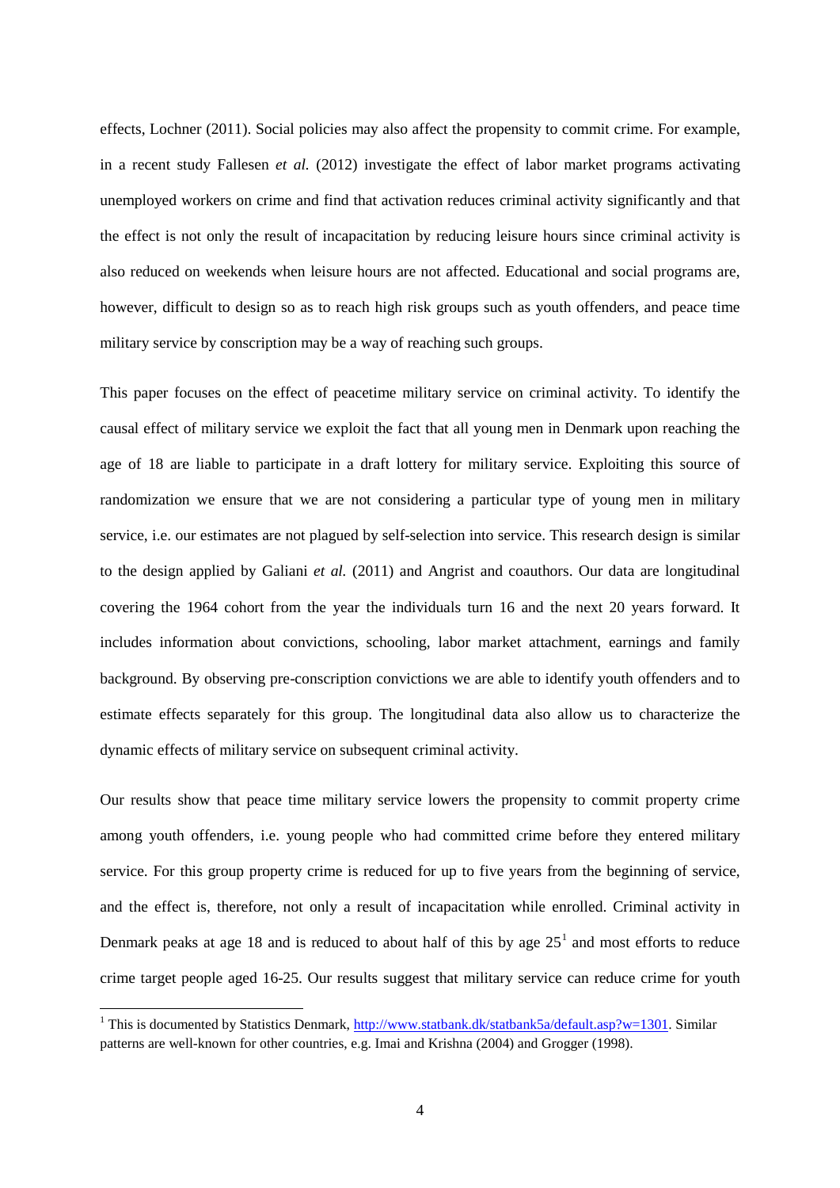effects, Lochner (2011). Social policies may also affect the propensity to commit crime. For example, in a recent study Fallesen *et al.* (2012) investigate the effect of labor market programs activating unemployed workers on crime and find that activation reduces criminal activity significantly and that the effect is not only the result of incapacitation by reducing leisure hours since criminal activity is also reduced on weekends when leisure hours are not affected. Educational and social programs are, however, difficult to design so as to reach high risk groups such as youth offenders, and peace time military service by conscription may be a way of reaching such groups.

This paper focuses on the effect of peacetime military service on criminal activity. To identify the causal effect of military service we exploit the fact that all young men in Denmark upon reaching the age of 18 are liable to participate in a draft lottery for military service. Exploiting this source of randomization we ensure that we are not considering a particular type of young men in military service, i.e. our estimates are not plagued by self-selection into service. This research design is similar to the design applied by Galiani *et al.* (2011) and Angrist and coauthors. Our data are longitudinal covering the 1964 cohort from the year the individuals turn 16 and the next 20 years forward. It includes information about convictions, schooling, labor market attachment, earnings and family background. By observing pre-conscription convictions we are able to identify youth offenders and to estimate effects separately for this group. The longitudinal data also allow us to characterize the dynamic effects of military service on subsequent criminal activity.

Our results show that peace time military service lowers the propensity to commit property crime among youth offenders, i.e. young people who had committed crime before they entered military service. For this group property crime is reduced for up to five years from the beginning of service, and the effect is, therefore, not only a result of incapacitation while enrolled. Criminal activity in Denmark peaks at age 18 and is reduced to about half of this by age 25[1] and most efforts to reduce crime target people aged 16-25. Our results suggest that military service can reduce crime for youth

[1] This is documented by Statistics Denmark, http://www.statbank.dk/statbank5a/default.asp?w=1301. Similar patterns are well-known for other countries, e.g. Imai and Krishna (2004) and Grogger (1998).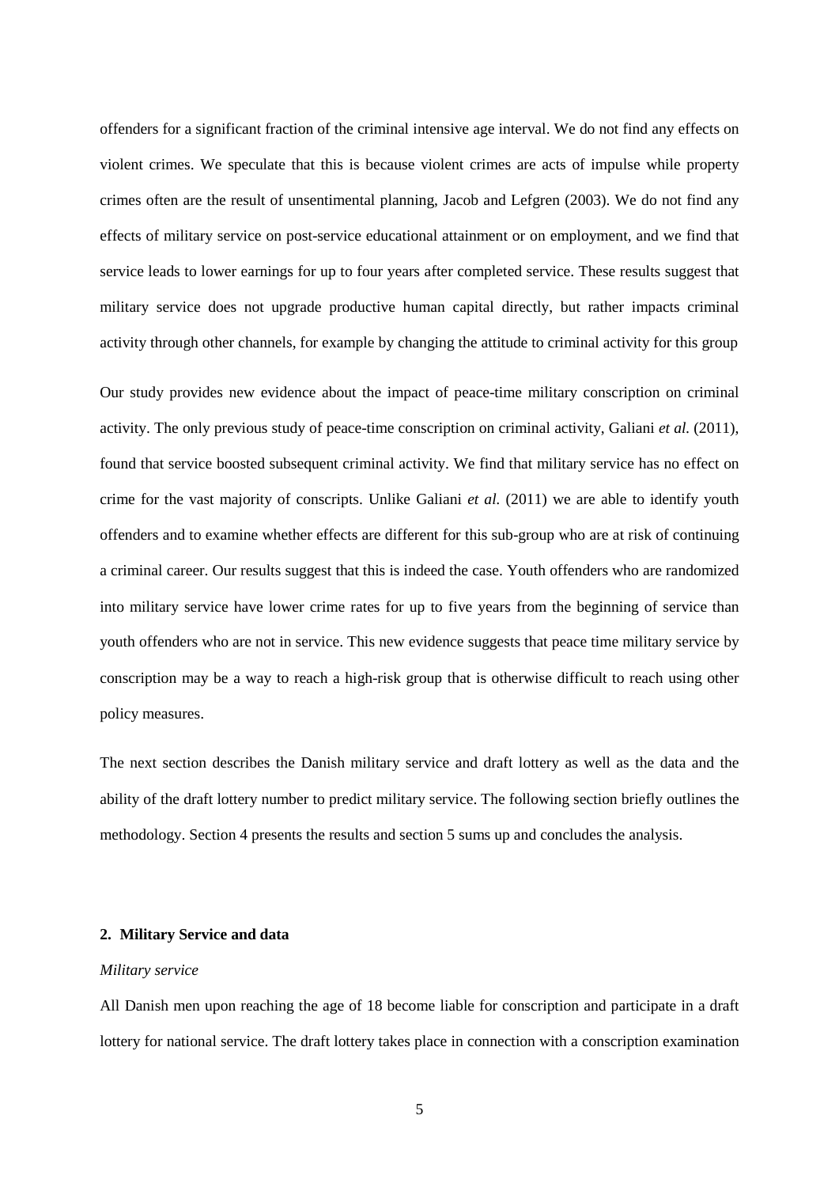offenders for a significant fraction of the criminal intensive age interval. We do not find any effects on violent crimes. We speculate that this is because violent crimes are acts of impulse while property crimes often are the result of unsentimental planning, Jacob and Lefgren (2003). We do not find any effects of military service on post-service educational attainment or on employment, and we find that service leads to lower earnings for up to four years after completed service. These results suggest that military service does not upgrade productive human capital directly, but rather impacts criminal activity through other channels, for example by changing the attitude to criminal activity for this group

Our study provides new evidence about the impact of peace-time military conscription on criminal activity. The only previous study of peace-time conscription on criminal activity, Galiani *et al.* (2011), found that service boosted subsequent criminal activity. We find that military service has no effect on crime for the vast majority of conscripts. Unlike Galiani *et al.* (2011) we are able to identify youth offenders and to examine whether effects are different for this sub-group who are at risk of continuing a criminal career. Our results suggest that this is indeed the case. Youth offenders who are randomized into military service have lower crime rates for up to five years from the beginning of service than youth offenders who are not in service. This new evidence suggests that peace time military service by conscription may be a way to reach a high-risk group that is otherwise difficult to reach using other policy measures.

The next section describes the Danish military service and draft lottery as well as the data and the ability of the draft lottery number to predict military service. The following section briefly outlines the methodology. Section 4 presents the results and section 5 sums up and concludes the analysis.

## 2. Military Service and data

*Military service*

All Danish men upon reaching the age of 18 become liable for conscription and participate in a draft lottery for national service. The draft lottery takes place in connection with a conscription examination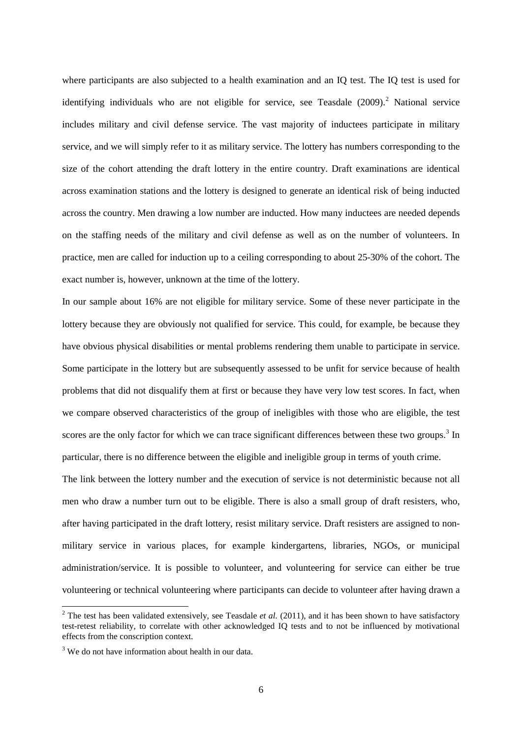where participants are also subjected to a health examination and an IQ test. The IQ test is used for identifying individuals who are not eligible for service, see Teasdale (2009).[2] National service includes military and civil defense service. The vast majority of inductees participate in military service, and we will simply refer to it as military service. The lottery has numbers corresponding to the size of the cohort attending the draft lottery in the entire country. Draft examinations are identical across examination stations and the lottery is designed to generate an identical risk of being inducted across the country. Men drawing a low number are inducted. How many inductees are needed depends on the staffing needs of the military and civil defense as well as on the number of volunteers. In practice, men are called for induction up to a ceiling corresponding to about 25-30% of the cohort. The exact number is, however, unknown at the time of the lottery.

In our sample about 16% are not eligible for military service. Some of these never participate in the lottery because they are obviously not qualified for service. This could, for example, be because they have obvious physical disabilities or mental problems rendering them unable to participate in service. Some participate in the lottery but are subsequently assessed to be unfit for service because of health problems that did not disqualify them at first or because they have very low test scores. In fact, when we compare observed characteristics of the group of ineligibles with those who are eligible, the test scores are the only factor for which we can trace significant differences between these two groups.[3] In particular, there is no difference between the eligible and ineligible group in terms of youth crime.

The link between the lottery number and the execution of service is not deterministic because not all men who draw a number turn out to be eligible. There is also a small group of draft resisters, who, after having participated in the draft lottery, resist military service. Draft resisters are assigned to non-military service in various places, for example kindergartens, libraries, NGOs, or municipal administration/service. It is possible to volunteer, and volunteering for service can either be true volunteering or technical volunteering where participants can decide to volunteer after having drawn a

[2] The test has been validated extensively, see Teasdale *et al.* (2011), and it has been shown to have satisfactory test-retest reliability, to correlate with other acknowledged IQ tests and to not be influenced by motivational effects from the conscription context.

[3] We do not have information about health in our data.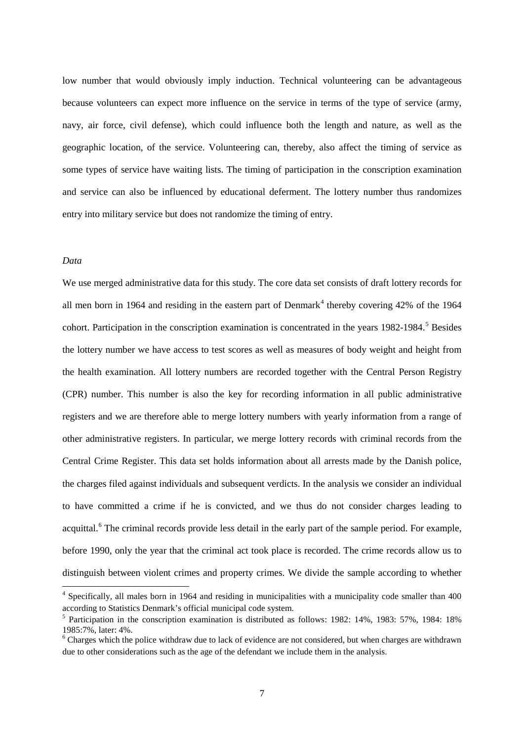low number that would obviously imply induction. Technical volunteering can be advantageous because volunteers can expect more influence on the service in terms of the type of service (army, navy, air force, civil defense), which could influence both the length and nature, as well as the geographic location, of the service. Volunteering can, thereby, also affect the timing of service as some types of service have waiting lists. The timing of participation in the conscription examination and service can also be influenced by educational deferment. The lottery number thus randomizes entry into military service but does not randomize the timing of entry.

*Data*

We use merged administrative data for this study. The core data set consists of draft lottery records for all men born in 1964 and residing in the eastern part of Denmark[4] thereby covering 42% of the 1964 cohort. Participation in the conscription examination is concentrated in the years 1982-1984.[5] Besides the lottery number we have access to test scores as well as measures of body weight and height from the health examination. All lottery numbers are recorded together with the Central Person Registry (CPR) number. This number is also the key for recording information in all public administrative registers and we are therefore able to merge lottery numbers with yearly information from a range of other administrative registers. In particular, we merge lottery records with criminal records from the Central Crime Register. This data set holds information about all arrests made by the Danish police, the charges filed against individuals and subsequent verdicts. In the analysis we consider an individual to have committed a crime if he is convicted, and we thus do not consider charges leading to acquittal.[6] The criminal records provide less detail in the early part of the sample period. For example, before 1990, only the year that the criminal act took place is recorded. The crime records allow us to distinguish between violent crimes and property crimes. We divide the sample according to whether

[4] Specifically, all males born in 1964 and residing in municipalities with a municipality code smaller than 400 according to Statistics Denmark's official municipal code system.

[5] Participation in the conscription examination is distributed as follows: 1982: 14%, 1983: 57%, 1984: 18% 1985:7%, later: 4%.

[6] Charges which the police withdraw due to lack of evidence are not considered, but when charges are withdrawn due to other considerations such as the age of the defendant we include them in the analysis.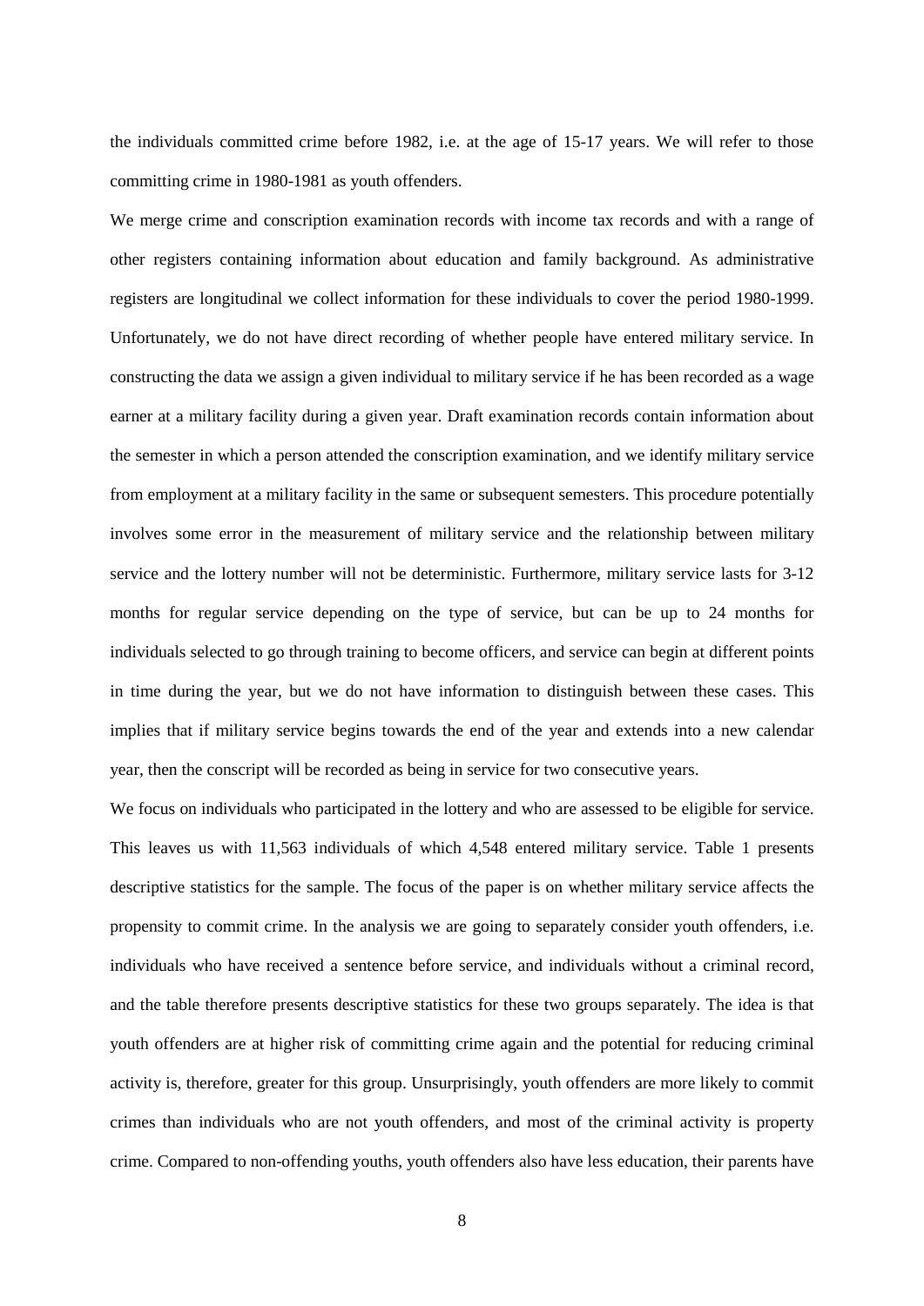the individuals committed crime before 1982, i.e. at the age of 15-17 years. We will refer to those committing crime in 1980-1981 as youth offenders.

We merge crime and conscription examination records with income tax records and with a range of other registers containing information about education and family background. As administrative registers are longitudinal we collect information for these individuals to cover the period 1980-1999. Unfortunately, we do not have direct recording of whether people have entered military service. In constructing the data we assign a given individual to military service if he has been recorded as a wage earner at a military facility during a given year. Draft examination records contain information about the semester in which a person attended the conscription examination, and we identify military service from employment at a military facility in the same or subsequent semesters. This procedure potentially involves some error in the measurement of military service and the relationship between military service and the lottery number will not be deterministic. Furthermore, military service lasts for 3-12 months for regular service depending on the type of service, but can be up to 24 months for individuals selected to go through training to become officers, and service can begin at different points in time during the year, but we do not have information to distinguish between these cases. This implies that if military service begins towards the end of the year and extends into a new calendar year, then the conscript will be recorded as being in service for two consecutive years.

We focus on individuals who participated in the lottery and who are assessed to be eligible for service. This leaves us with 11,563 individuals of which 4,548 entered military service. Table 1 presents descriptive statistics for the sample. The focus of the paper is on whether military service affects the propensity to commit crime. In the analysis we are going to separately consider youth offenders, i.e. individuals who have received a sentence before service, and individuals without a criminal record, and the table therefore presents descriptive statistics for these two groups separately. The idea is that youth offenders are at higher risk of committing crime again and the potential for reducing criminal activity is, therefore, greater for this group. Unsurprisingly, youth offenders are more likely to commit crimes than individuals who are not youth offenders, and most of the criminal activity is property crime. Compared to non-offending youths, youth offenders also have less education, their parents have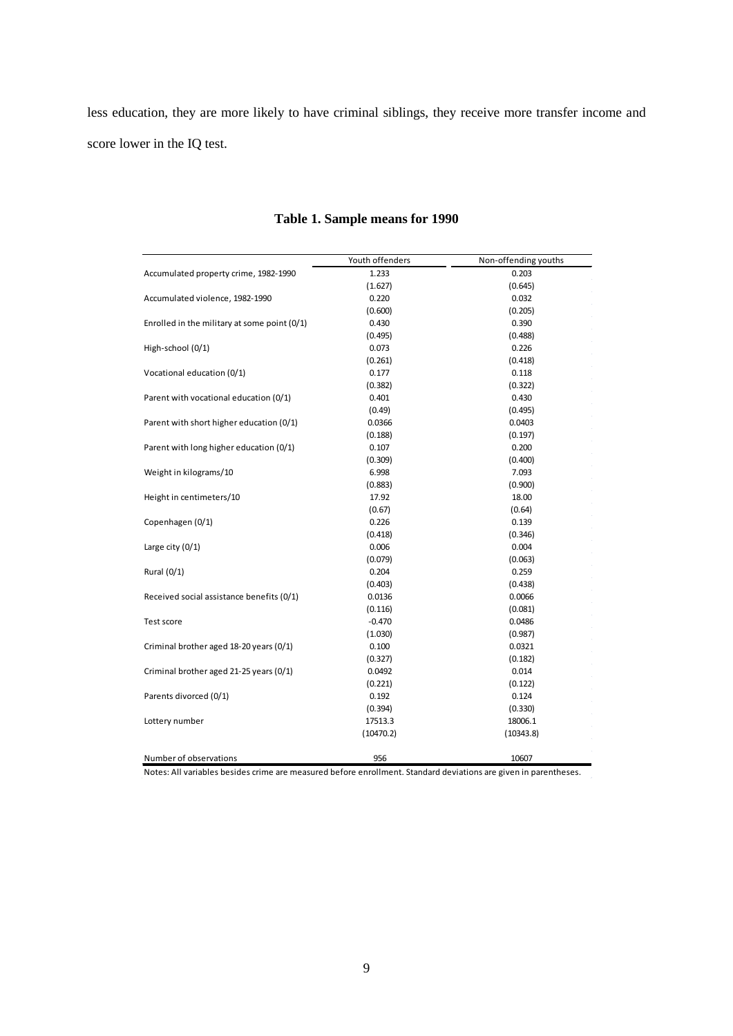less education, they are more likely to have criminal siblings, they receive more transfer income and score lower in the IQ test.

**Table 1. Sample means for 1990**

| | Youth offenders | Non-offending youths |
|---|---|---|
| Accumulated property crime, 1982-1990 | 1.233 | 0.203 |
| | (1.627) | (0.645) |
| Accumulated violence, 1982-1990 | 0.220 | 0.032 |
| | (0.600) | (0.205) |
| Enrolled in the military at some point (0/1) | 0.430 | 0.390 |
| | (0.495) | (0.488) |
| High-school (0/1) | 0.073 | 0.226 |
| | (0.261) | (0.418) |
| Vocational education (0/1) | 0.177 | 0.118 |
| | (0.382) | (0.322) |
| Parent with vocational education (0/1) | 0.401 | 0.430 |
| | (0.49) | (0.495) |
| Parent with short higher education (0/1) | 0.0366 | 0.0403 |
| | (0.188) | (0.197) |
| Parent with long higher education (0/1) | 0.107 | 0.200 |
| | (0.309) | (0.400) |
| Weight in kilograms/10 | 6.998 | 7.093 |
| | (0.883) | (0.900) |
| Height in centimeters/10 | 17.92 | 18.00 |
| | (0.67) | (0.64) |
| Copenhagen (0/1) | 0.226 | 0.139 |
| | (0.418) | (0.346) |
| Large city (0/1) | 0.006 | 0.004 |
| | (0.079) | (0.063) |
| Rural (0/1) | 0.204 | 0.259 |
| | (0.403) | (0.438) |
| Received social assistance benefits (0/1) | 0.0136 | 0.0066 |
| | (0.116) | (0.081) |
| Test score | -0.470 | 0.0486 |
| | (1.030) | (0.987) |
| Criminal brother aged 18-20 years (0/1) | 0.100 | 0.0321 |
| | (0.327) | (0.182) |
| Criminal brother aged 21-25 years (0/1) | 0.0492 | 0.014 |
| | (0.221) | (0.122) |
| Parents divorced (0/1) | 0.192 | 0.124 |
| | (0.394) | (0.330) |
| Lottery number | 17513.3 | 18006.1 |
| | (10470.2) | (10343.8) |
| Number of observations | 956 | 10607 |

Notes: All variables besides crime are measured before enrollment. Standard deviations are given in parentheses.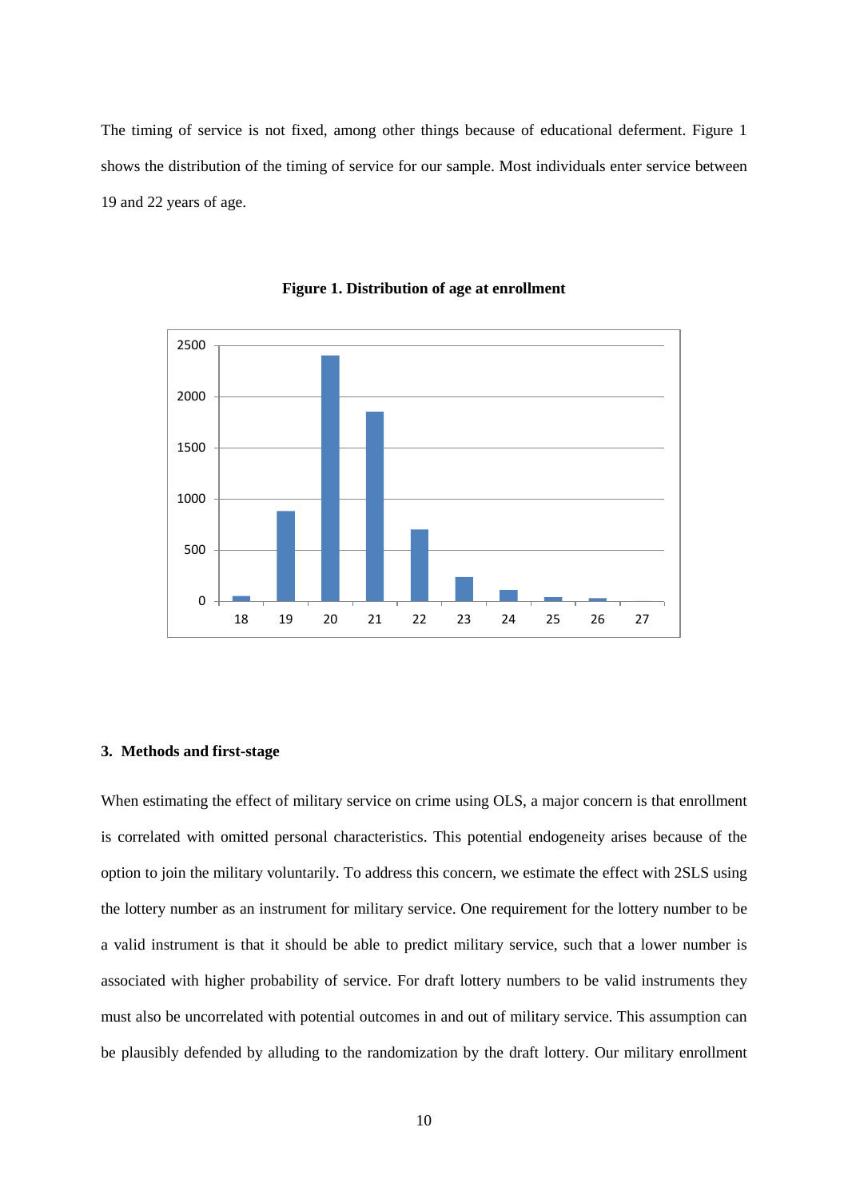The timing of service is not fixed, among other things because of educational deferment. Figure 1 shows the distribution of the timing of service for our sample. Most individuals enter service between 19 and 22 years of age.

**Figure 1. Distribution of age at enrollment**

### 3. Methods and first-stage

When estimating the effect of military service on crime using OLS, a major concern is that enrollment is correlated with omitted personal characteristics. This potential endogeneity arises because of the option to join the military voluntarily. To address this concern, we estimate the effect with 2SLS using the lottery number as an instrument for military service. One requirement for the lottery number to be a valid instrument is that it should be able to predict military service, such that a lower number is associated with higher probability of service. For draft lottery numbers to be valid instruments they must also be uncorrelated with potential outcomes in and out of military service. This assumption can be plausibly defended by alluding to the randomization by the draft lottery. Our military enrollment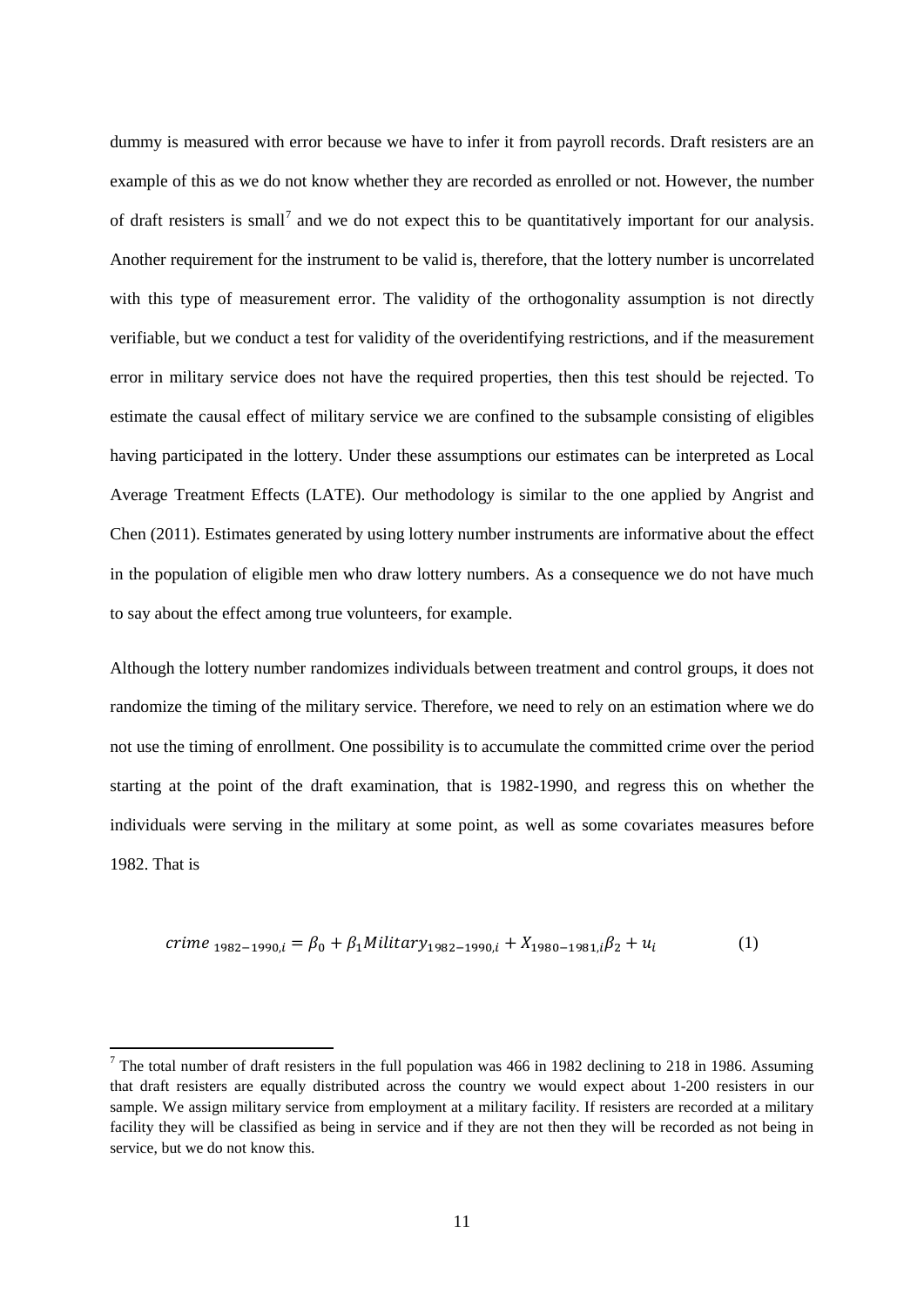dummy is measured with error because we have to infer it from payroll records. Draft resisters are an example of this as we do not know whether they are recorded as enrolled or not. However, the number of draft resisters is small[7] and we do not expect this to be quantitatively important for our analysis. Another requirement for the instrument to be valid is, therefore, that the lottery number is uncorrelated with this type of measurement error. The validity of the orthogonality assumption is not directly verifiable, but we conduct a test for validity of the overidentifying restrictions, and if the measurement error in military service does not have the required properties, then this test should be rejected. To estimate the causal effect of military service we are confined to the subsample consisting of eligibles having participated in the lottery. Under these assumptions our estimates can be interpreted as Local Average Treatment Effects (LATE). Our methodology is similar to the one applied by Angrist and Chen (2011). Estimates generated by using lottery number instruments are informative about the effect in the population of eligible men who draw lottery numbers. As a consequence we do not have much to say about the effect among true volunteers, for example.

Although the lottery number randomizes individuals between treatment and control groups, it does not randomize the timing of the military service. Therefore, we need to rely on an estimation where we do not use the timing of enrollment. One possibility is to accumulate the committed crime over the period starting at the point of the draft examination, that is 1982-1990, and regress this on whether the individuals were serving in the military at some point, as well as some covariates measures before 1982. That is

$$crime_{1982-1990,i} = \beta_0 + \beta_1 Military_{1982-1990,i} + X_{1980-1981,i}\beta_2 + u_i \qquad (1)$$

---

[7] The total number of draft resisters in the full population was 466 in 1982 declining to 218 in 1986. Assuming that draft resisters are equally distributed across the country we would expect about 1-200 resisters in our sample. We assign military service from employment at a military facility. If resisters are recorded at a military facility they will be classified as being in service and if they are not then they will be recorded as not being in service, but we do not know this.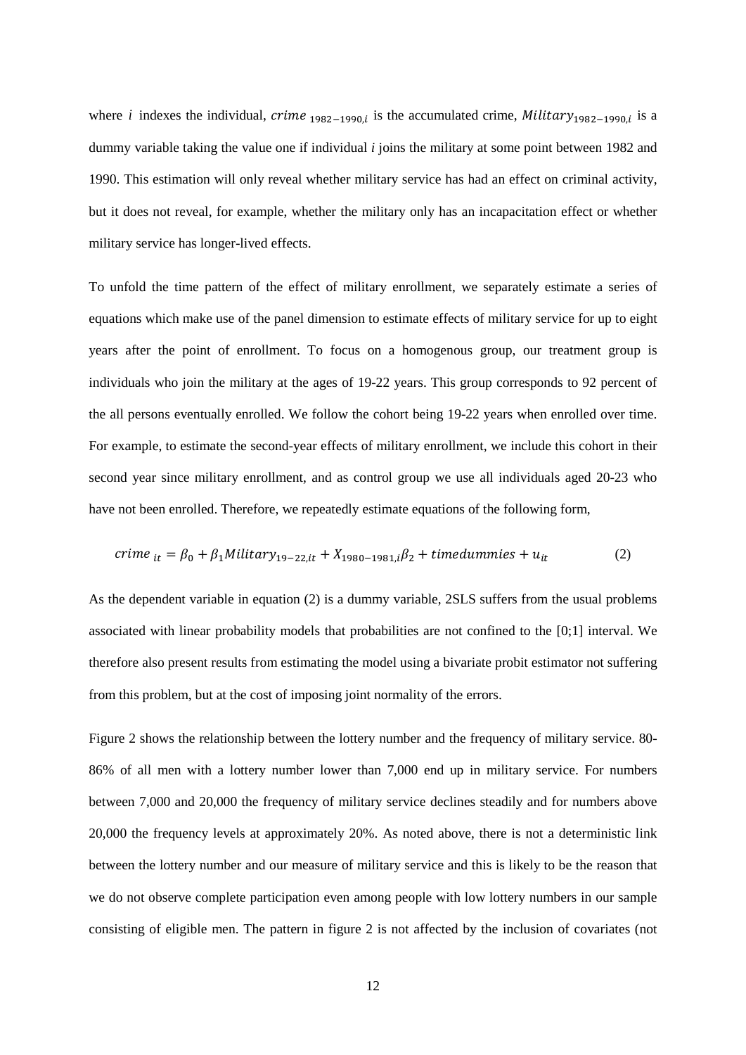where $i$ indexes the individual, $crime_{1982-1990,i}$ is the accumulated crime, $Military_{1982-1990,i}$ is a dummy variable taking the value one if individual $i$ joins the military at some point between 1982 and 1990. This estimation will only reveal whether military service has had an effect on criminal activity, but it does not reveal, for example, whether the military only has an incapacitation effect or whether military service has longer-lived effects.

To unfold the time pattern of the effect of military enrollment, we separately estimate a series of equations which make use of the panel dimension to estimate effects of military service for up to eight years after the point of enrollment. To focus on a homogenous group, our treatment group is individuals who join the military at the ages of 19-22 years. This group corresponds to 92 percent of the all persons eventually enrolled. We follow the cohort being 19-22 years when enrolled over time. For example, to estimate the second-year effects of military enrollment, we include this cohort in their second year since military enrollment, and as control group we use all individuals aged 20-23 who have not been enrolled. Therefore, we repeatedly estimate equations of the following form,

$$crime_{it} = \beta_0 + \beta_1 Military_{19-22,it} + X_{1980-1981,i}\beta_2 + timedummies + u_{it} \tag{2}$$

As the dependent variable in equation (2) is a dummy variable, 2SLS suffers from the usual problems associated with linear probability models that probabilities are not confined to the [0;1] interval. We therefore also present results from estimating the model using a bivariate probit estimator not suffering from this problem, but at the cost of imposing joint normality of the errors.

Figure 2 shows the relationship between the lottery number and the frequency of military service. 80-86% of all men with a lottery number lower than 7,000 end up in military service. For numbers between 7,000 and 20,000 the frequency of military service declines steadily and for numbers above 20,000 the frequency levels at approximately 20%. As noted above, there is not a deterministic link between the lottery number and our measure of military service and this is likely to be the reason that we do not observe complete participation even among people with low lottery numbers in our sample consisting of eligible men. The pattern in figure 2 is not affected by the inclusion of covariates (not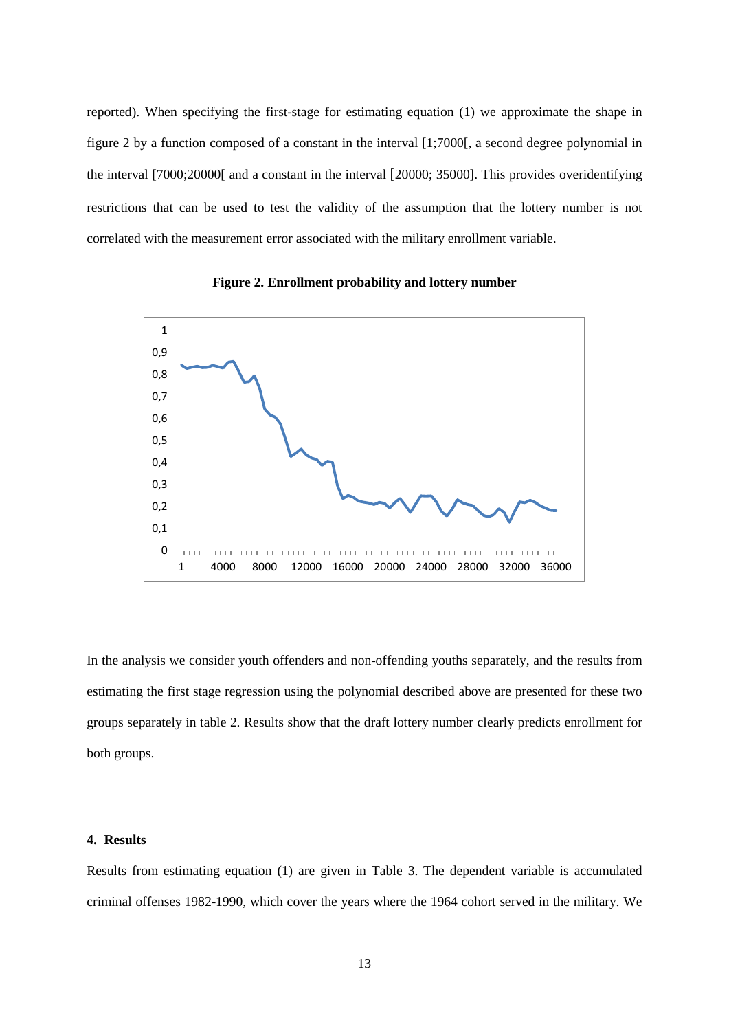reported). When specifying the first-stage for estimating equation (1) we approximate the shape in figure 2 by a function composed of a constant in the interval [1;7000[, a second degree polynomial in the interval [7000;20000[ and a constant in the interval [20000; 35000]. This provides overidentifying restrictions that can be used to test the validity of the assumption that the lottery number is not correlated with the measurement error associated with the military enrollment variable.

**Figure 2. Enrollment probability and lottery number**

In the analysis we consider youth offenders and non-offending youths separately, and the results from estimating the first stage regression using the polynomial described above are presented for these two groups separately in table 2. Results show that the draft lottery number clearly predicts enrollment for both groups.

## 4. Results

Results from estimating equation (1) are given in Table 3. The dependent variable is accumulated criminal offenses 1982-1990, which cover the years where the 1964 cohort served in the military. We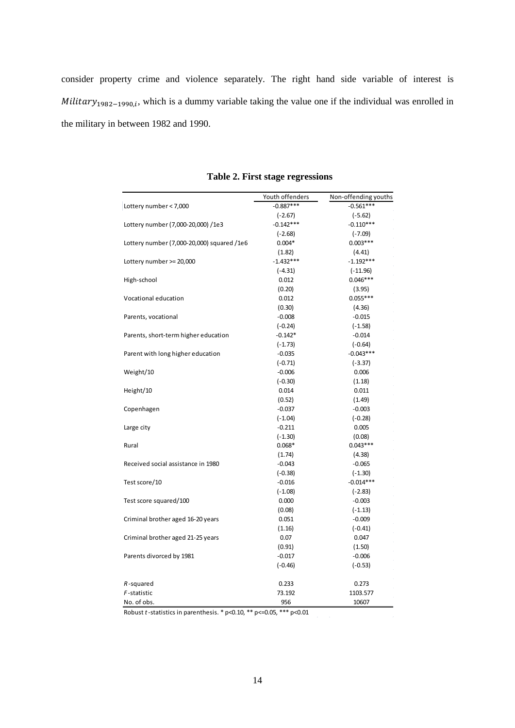consider property crime and violence separately. The right hand side variable of interest is $Military_{1982-1990,i}$, which is a dummy variable taking the value one if the individual was enrolled in the military in between 1982 and 1990.

**Table 2. First stage regressions**

| | Youth offenders | Non-offending youths |
|---|---|---|
| Lottery number < 7,000 | -0.887*** | -0.561*** |
| | (-2.67) | (-5.62) |
| Lottery number (7,000-20,000) /1e3 | -0.142*** | -0.110*** |
| | (-2.68) | (-7.09) |
| Lottery number (7,000-20,000) squared /1e6 | 0.004* | 0.003*** |
| | (1.82) | (4.41) |
| Lottery number >= 20,000 | -1.432*** | -1.192*** |
| | (-4.31) | (-11.96) |
| High-school | 0.012 | 0.046*** |
| | (0.20) | (3.95) |
| Vocational education | 0.012 | 0.055*** |
| | (0.30) | (4.36) |
| Parents, vocational | -0.008 | -0.015 |
| | (-0.24) | (-1.58) |
| Parents, short-term higher education | -0.142* | -0.014 |
| | (-1.73) | (-0.64) |
| Parent with long higher education | -0.035 | -0.043*** |
| | (-0.71) | (-3.37) |
| Weight/10 | -0.006 | 0.006 |
| | (-0.30) | (1.18) |
| Height/10 | 0.014 | 0.011 |
| | (0.52) | (1.49) |
| Copenhagen | -0.037 | -0.003 |
| | (-1.04) | (-0.28) |
| Large city | -0.211 | 0.005 |
| | (-1.30) | (0.08) |
| Rural | 0.068* | 0.043*** |
| | (1.74) | (4.38) |
| Received social assistance in 1980 | -0.043 | -0.065 |
| | (-0.38) | (-1.30) |
| Test score/10 | -0.016 | -0.014*** |
| | (-1.08) | (-2.83) |
| Test score squared/100 | 0.000 | -0.003 |
| | (0.08) | (-1.13) |
| Criminal brother aged 16-20 years | 0.051 | -0.009 |
| | (1.16) | (-0.41) |
| Criminal brother aged 21-25 years | 0.07 | 0.047 |
| | (0.91) | (1.50) |
| Parents divorced by 1981 | -0.017 | -0.006 |
| | (-0.46) | (-0.53) |
| *R*-squared | 0.233 | 0.273 |
| *F*-statistic | 73.192 | 1103.577 |
| No. of obs. | 956 | 10607 |

Robust *t*-statistics in parenthesis. * p<0.10, ** p<=0.05, *** p<0.01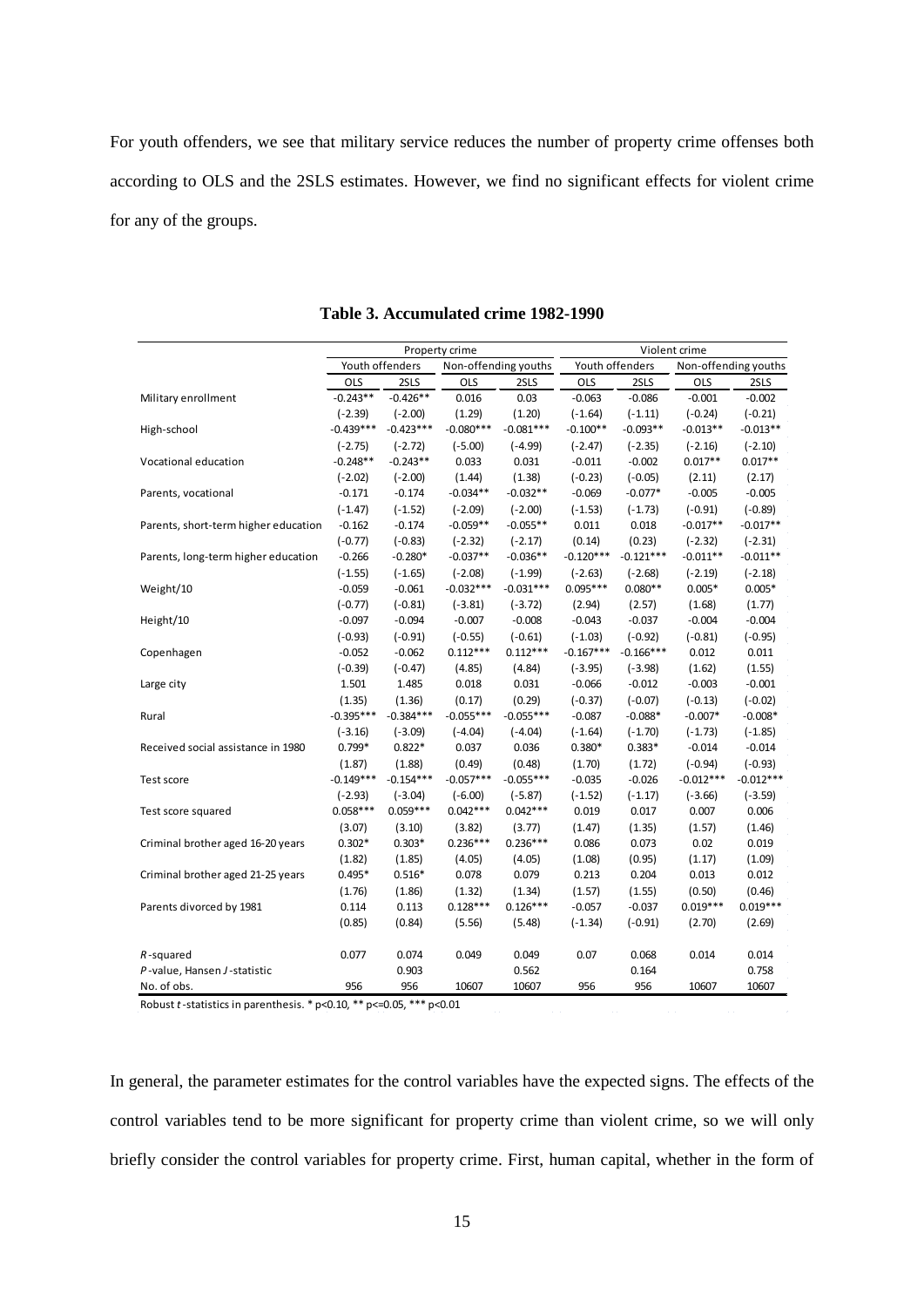For youth offenders, we see that military service reduces the number of property crime offenses both according to OLS and the 2SLS estimates. However, we find no significant effects for violent crime for any of the groups.

**Table 3. Accumulated crime 1982-1990**

| | Property crime | | | | Violent crime | | | |
|---|---|---|---|---|---|---|---|---|
| | Youth offenders | | Non-offending youths | | Youth offenders | | Non-offending youths | |
| | OLS | 2SLS | OLS | 2SLS | OLS | 2SLS | OLS | 2SLS |
| Military enrollment | -0.243** | -0.426** | 0.016 | 0.03 | -0.063 | -0.086 | -0.001 | -0.002 |
| | (-2.39) | (-2.00) | (1.29) | (1.20) | (-1.64) | (-1.11) | (-0.24) | (-0.21) |
| High-school | -0.439*** | -0.423*** | -0.080*** | -0.081*** | -0.100** | -0.093** | -0.013** | -0.013** |
| | (-2.75) | (-2.72) | (-5.00) | (-4.99) | (-2.47) | (-2.35) | (-2.16) | (-2.10) |
| Vocational education | -0.248** | -0.243** | 0.033 | 0.031 | -0.011 | -0.002 | 0.017** | 0.017** |
| | (-2.02) | (-2.00) | (1.44) | (1.38) | (-0.23) | (-0.05) | (2.11) | (2.17) |
| Parents, vocational | -0.171 | -0.174 | -0.034** | -0.032** | -0.069 | -0.077* | -0.005 | -0.005 |
| | (-1.47) | (-1.52) | (-2.09) | (-2.00) | (-1.53) | (-1.73) | (-0.91) | (-0.89) |
| Parents, short-term higher education | -0.162 | -0.174 | -0.059** | -0.055** | 0.011 | 0.018 | -0.017** | -0.017** |
| | (-0.77) | (-0.83) | (-2.32) | (-2.17) | (0.14) | (0.23) | (-2.32) | (-2.31) |
| Parents, long-term higher education | -0.266 | -0.280* | -0.037** | -0.036** | -0.120*** | -0.121*** | -0.011** | -0.011** |
| | (-1.55) | (-1.65) | (-2.08) | (-1.99) | (-2.63) | (-2.68) | (-2.19) | (-2.18) |
| Weight/10 | -0.059 | -0.061 | -0.032*** | -0.031*** | 0.095*** | 0.080** | 0.005* | 0.005* |
| | (-0.77) | (-0.81) | (-3.81) | (-3.72) | (2.94) | (2.57) | (1.68) | (1.77) |
| Height/10 | -0.097 | -0.094 | -0.007 | -0.008 | -0.043 | -0.037 | -0.004 | -0.004 |
| | (-0.93) | (-0.91) | (-0.55) | (-0.61) | (-1.03) | (-0.92) | (-0.81) | (-0.95) |
| Copenhagen | -0.052 | -0.062 | 0.112*** | 0.112*** | -0.167*** | -0.166*** | 0.012 | 0.011 |
| | (-0.39) | (-0.47) | (4.85) | (4.84) | (-3.95) | (-3.98) | (1.62) | (1.55) |
| Large city | 1.501 | 1.485 | 0.018 | 0.031 | -0.066 | -0.012 | -0.003 | -0.001 |
| | (1.35) | (1.36) | (0.17) | (0.29) | (-0.37) | (-0.07) | (-0.13) | (-0.02) |
| Rural | -0.395*** | -0.384*** | -0.055*** | -0.055*** | -0.087 | -0.088* | -0.007* | -0.008* |
| | (-3.16) | (-3.09) | (-4.04) | (-4.04) | (-1.64) | (-1.70) | (-1.73) | (-1.85) |
| Received social assistance in 1980 | 0.799* | 0.822* | 0.037 | 0.036 | 0.380* | 0.383* | -0.014 | -0.014 |
| | (1.87) | (1.88) | (0.49) | (0.48) | (1.70) | (1.72) | (-0.94) | (-0.93) |
| Test score | -0.149*** | -0.154*** | -0.057*** | -0.055*** | -0.035 | -0.026 | -0.012*** | -0.012*** |
| | (-2.93) | (-3.04) | (-6.00) | (-5.87) | (-1.52) | (-1.17) | (-3.66) | (-3.59) |
| Test score squared | 0.058*** | 0.059*** | 0.042*** | 0.042*** | 0.019 | 0.017 | 0.007 | 0.006 |
| | (3.07) | (3.10) | (3.82) | (3.77) | (1.47) | (1.35) | (1.57) | (1.46) |
| Criminal brother aged 16-20 years | 0.302* | 0.303* | 0.236*** | 0.236*** | 0.086 | 0.073 | 0.02 | 0.019 |
| | (1.82) | (1.85) | (4.05) | (4.05) | (1.08) | (0.95) | (1.17) | (1.09) |
| Criminal brother aged 21-25 years | 0.495* | 0.516* | 0.078 | 0.079 | 0.213 | 0.204 | 0.013 | 0.012 |
| | (1.76) | (1.86) | (1.32) | (1.34) | (1.57) | (1.55) | (0.50) | (0.46) |
| Parents divorced by 1981 | 0.114 | 0.113 | 0.128*** | 0.126*** | -0.057 | -0.037 | 0.019*** | 0.019*** |
| | (0.85) | (0.84) | (5.56) | (5.48) | (-1.34) | (-0.91) | (2.70) | (2.69) |
| *R*-squared | 0.077 | 0.074 | 0.049 | 0.049 | 0.07 | 0.068 | 0.014 | 0.014 |
| *P*-value, Hansen *J*-statistic | | 0.903 | | 0.562 | | 0.164 | | 0.758 |
| No. of obs. | 956 | 956 | 10607 | 10607 | 956 | 956 | 10607 | 10607 |

Robust *t*-statistics in parenthesis. * p<0.10, ** p<=0.05, *** p<0.01

In general, the parameter estimates for the control variables have the expected signs. The effects of the control variables tend to be more significant for property crime than violent crime, so we will only briefly consider the control variables for property crime. First, human capital, whether in the form of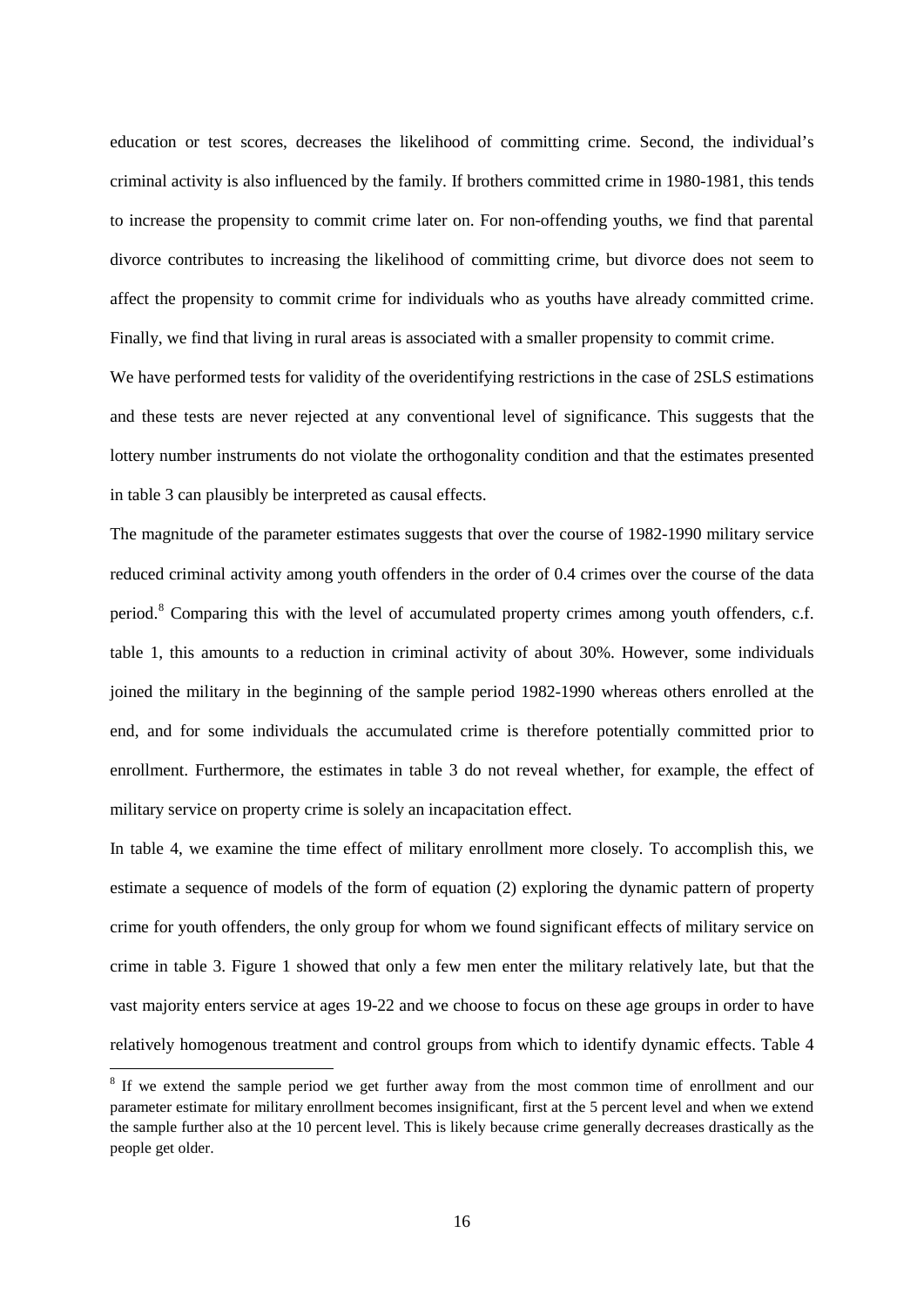education or test scores, decreases the likelihood of committing crime. Second, the individual's criminal activity is also influenced by the family. If brothers committed crime in 1980-1981, this tends to increase the propensity to commit crime later on. For non-offending youths, we find that parental divorce contributes to increasing the likelihood of committing crime, but divorce does not seem to affect the propensity to commit crime for individuals who as youths have already committed crime. Finally, we find that living in rural areas is associated with a smaller propensity to commit crime.

We have performed tests for validity of the overidentifying restrictions in the case of 2SLS estimations and these tests are never rejected at any conventional level of significance. This suggests that the lottery number instruments do not violate the orthogonality condition and that the estimates presented in table 3 can plausibly be interpreted as causal effects.

The magnitude of the parameter estimates suggests that over the course of 1982-1990 military service reduced criminal activity among youth offenders in the order of 0.4 crimes over the course of the data period.[8] Comparing this with the level of accumulated property crimes among youth offenders, c.f. table 1, this amounts to a reduction in criminal activity of about 30%. However, some individuals joined the military in the beginning of the sample period 1982-1990 whereas others enrolled at the end, and for some individuals the accumulated crime is therefore potentially committed prior to enrollment. Furthermore, the estimates in table 3 do not reveal whether, for example, the effect of military service on property crime is solely an incapacitation effect.

In table 4, we examine the time effect of military enrollment more closely. To accomplish this, we estimate a sequence of models of the form of equation (2) exploring the dynamic pattern of property crime for youth offenders, the only group for whom we found significant effects of military service on crime in table 3. Figure 1 showed that only a few men enter the military relatively late, but that the vast majority enters service at ages 19-22 and we choose to focus on these age groups in order to have relatively homogenous treatment and control groups from which to identify dynamic effects. Table 4

[8] If we extend the sample period we get further away from the most common time of enrollment and our parameter estimate for military enrollment becomes insignificant, first at the 5 percent level and when we extend the sample further also at the 10 percent level. This is likely because crime generally decreases drastically as the people get older.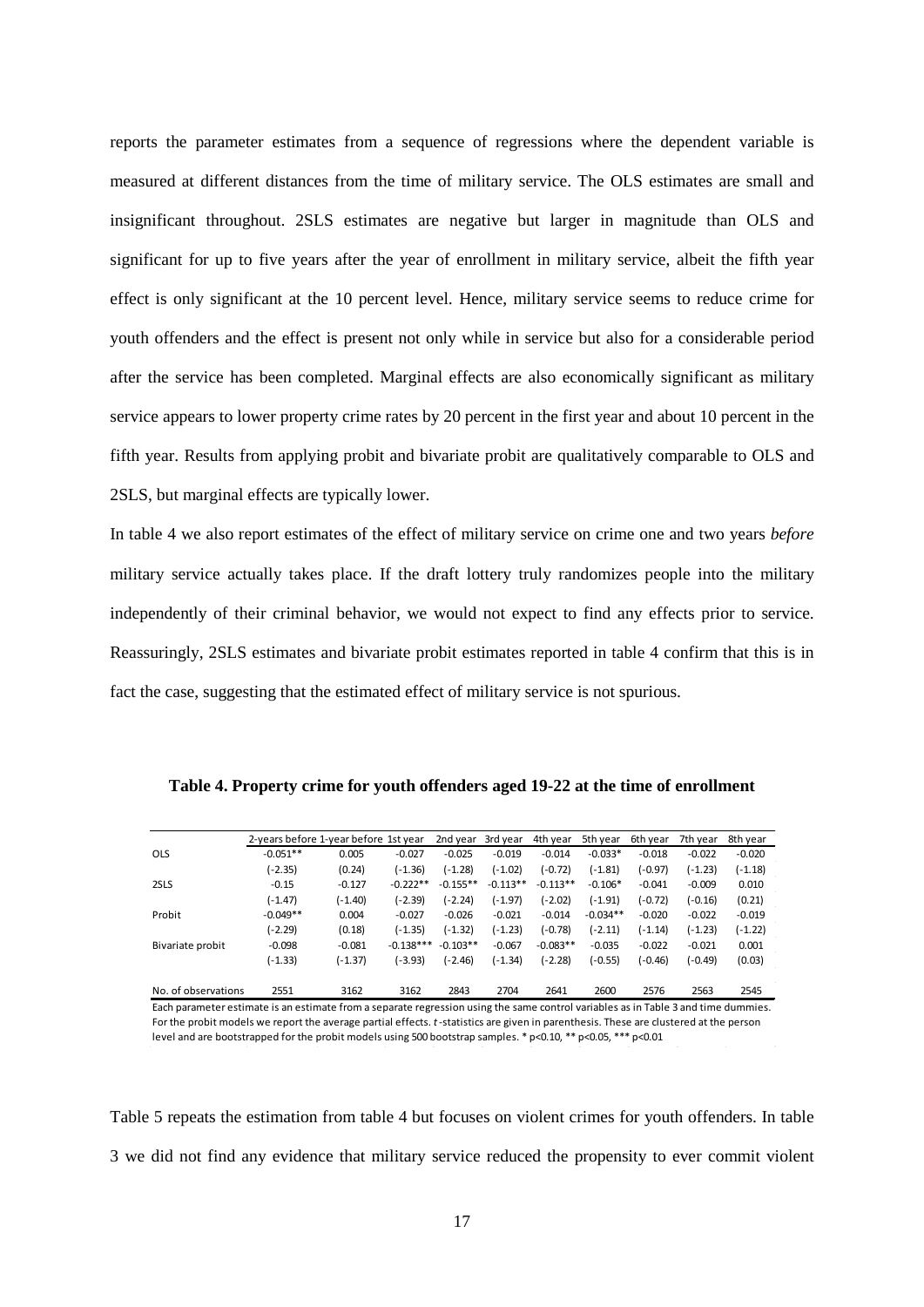reports the parameter estimates from a sequence of regressions where the dependent variable is measured at different distances from the time of military service. The OLS estimates are small and insignificant throughout. 2SLS estimates are negative but larger in magnitude than OLS and significant for up to five years after the year of enrollment in military service, albeit the fifth year effect is only significant at the 10 percent level. Hence, military service seems to reduce crime for youth offenders and the effect is present not only while in service but also for a considerable period after the service has been completed. Marginal effects are also economically significant as military service appears to lower property crime rates by 20 percent in the first year and about 10 percent in the fifth year. Results from applying probit and bivariate probit are qualitatively comparable to OLS and 2SLS, but marginal effects are typically lower.

In table 4 we also report estimates of the effect of military service on crime one and two years *before* military service actually takes place. If the draft lottery truly randomizes people into the military independently of their criminal behavior, we would not expect to find any effects prior to service. Reassuringly, 2SLS estimates and bivariate probit estimates reported in table 4 confirm that this is in fact the case, suggesting that the estimated effect of military service is not spurious.

**Table 4. Property crime for youth offenders aged 19-22 at the time of enrollment**

| | 2-years before | 1-year before | 1st year | 2nd year | 3rd year | 4th year | 5th year | 6th year | 7th year | 8th year |
|---|---|---|---|---|---|---|---|---|---|---|
| OLS | -0.051** | 0.005 | -0.027 | -0.025 | -0.019 | -0.014 | -0.033* | -0.018 | -0.022 | -0.020 |
| | (-2.35) | (0.24) | (-1.36) | (-1.28) | (-1.02) | (-0.72) | (-1.81) | (-0.97) | (-1.23) | (-1.18) |
| 2SLS | -0.15 | -0.127 | -0.222** | -0.155** | -0.113** | -0.113** | -0.106* | -0.041 | -0.009 | 0.010 |
| | (-1.47) | (-1.40) | (-2.39) | (-2.24) | (-1.97) | (-2.02) | (-1.91) | (-0.72) | (-0.16) | (0.21) |
| Probit | -0.049** | 0.004 | -0.027 | -0.026 | -0.021 | -0.014 | -0.034** | -0.020 | -0.022 | -0.019 |
| | (-2.29) | (0.18) | (-1.35) | (-1.32) | (-1.23) | (-0.78) | (-2.11) | (-1.14) | (-1.23) | (-1.22) |
| Bivariate probit | -0.098 | -0.081 | -0.138*** | -0.103** | -0.067 | -0.083** | -0.035 | -0.022 | -0.021 | 0.001 |
| | (-1.33) | (-1.37) | (-3.93) | (-2.46) | (-1.34) | (-2.28) | (-0.55) | (-0.46) | (-0.49) | (0.03) |
| No. of observations | 2551 | 3162 | 3162 | 2843 | 2704 | 2641 | 2600 | 2576 | 2563 | 2545 |

Each parameter estimate is an estimate from a separate regression using the same control variables as in Table 3 and time dummies. For the probit models we report the average partial effects. *t*-statistics are given in parenthesis. These are clustered at the person level and are bootstrapped for the probit models using 500 bootstrap samples. * p<0.10, ** p<0.05, *** p<0.01

Table 5 repeats the estimation from table 4 but focuses on violent crimes for youth offenders. In table 3 we did not find any evidence that military service reduced the propensity to ever commit violent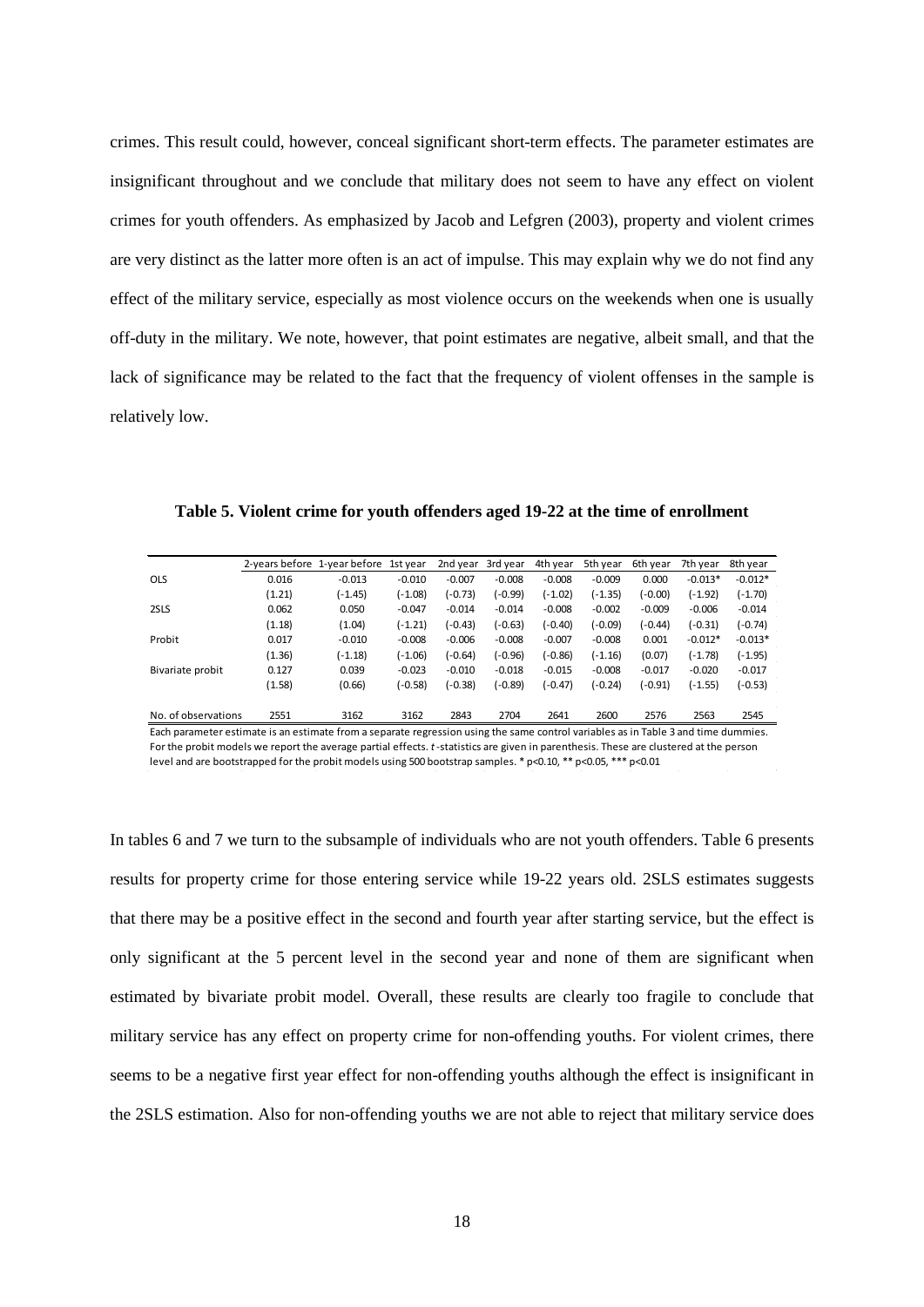crimes. This result could, however, conceal significant short-term effects. The parameter estimates are insignificant throughout and we conclude that military does not seem to have any effect on violent crimes for youth offenders. As emphasized by Jacob and Lefgren (2003), property and violent crimes are very distinct as the latter more often is an act of impulse. This may explain why we do not find any effect of the military service, especially as most violence occurs on the weekends when one is usually off-duty in the military. We note, however, that point estimates are negative, albeit small, and that the lack of significance may be related to the fact that the frequency of violent offenses in the sample is relatively low.

**Table 5. Violent crime for youth offenders aged 19-22 at the time of enrollment**

| | 2-years before | 1-year before | 1st year | 2nd year | 3rd year | 4th year | 5th year | 6th year | 7th year | 8th year |
|---|---|---|---|---|---|---|---|---|---|---|
| OLS | 0.016 | -0.013 | -0.010 | -0.007 | -0.008 | -0.008 | -0.009 | 0.000 | -0.013* | -0.012* |
| | (1.21) | (-1.45) | (-1.08) | (-0.73) | (-0.99) | (-1.02) | (-1.35) | (-0.00) | (-1.92) | (-1.70) |
| 2SLS | 0.062 | 0.050 | -0.047 | -0.014 | -0.014 | -0.008 | -0.002 | -0.009 | -0.006 | -0.014 |
| | (1.18) | (1.04) | (-1.21) | (-0.43) | (-0.63) | (-0.40) | (-0.09) | (-0.44) | (-0.31) | (-0.74) |
| Probit | 0.017 | -0.010 | -0.008 | -0.006 | -0.008 | -0.007 | -0.008 | 0.001 | -0.012* | -0.013* |
| | (1.36) | (-1.18) | (-1.06) | (-0.64) | (-0.96) | (-0.86) | (-1.16) | (0.07) | (-1.78) | (-1.95) |
| Bivariate probit | 0.127 | 0.039 | -0.023 | -0.010 | -0.018 | -0.015 | -0.008 | -0.017 | -0.020 | -0.017 |
| | (1.58) | (0.66) | (-0.58) | (-0.38) | (-0.89) | (-0.47) | (-0.24) | (-0.91) | (-1.55) | (-0.53) |
| No. of observations | 2551 | 3162 | 3162 | 2843 | 2704 | 2641 | 2600 | 2576 | 2563 | 2545 |

Each parameter estimate is an estimate from a separate regression using the same control variables as in Table 3 and time dummies. For the probit models we report the average partial effects. *t*-statistics are given in parenthesis. These are clustered at the person level and are bootstrapped for the probit models using 500 bootstrap samples. * p<0.10, ** p<0.05, *** p<0.01

In tables 6 and 7 we turn to the subsample of individuals who are not youth offenders. Table 6 presents results for property crime for those entering service while 19-22 years old. 2SLS estimates suggests that there may be a positive effect in the second and fourth year after starting service, but the effect is only significant at the 5 percent level in the second year and none of them are significant when estimated by bivariate probit model. Overall, these results are clearly too fragile to conclude that military service has any effect on property crime for non-offending youths. For violent crimes, there seems to be a negative first year effect for non-offending youths although the effect is insignificant in the 2SLS estimation. Also for non-offending youths we are not able to reject that military service does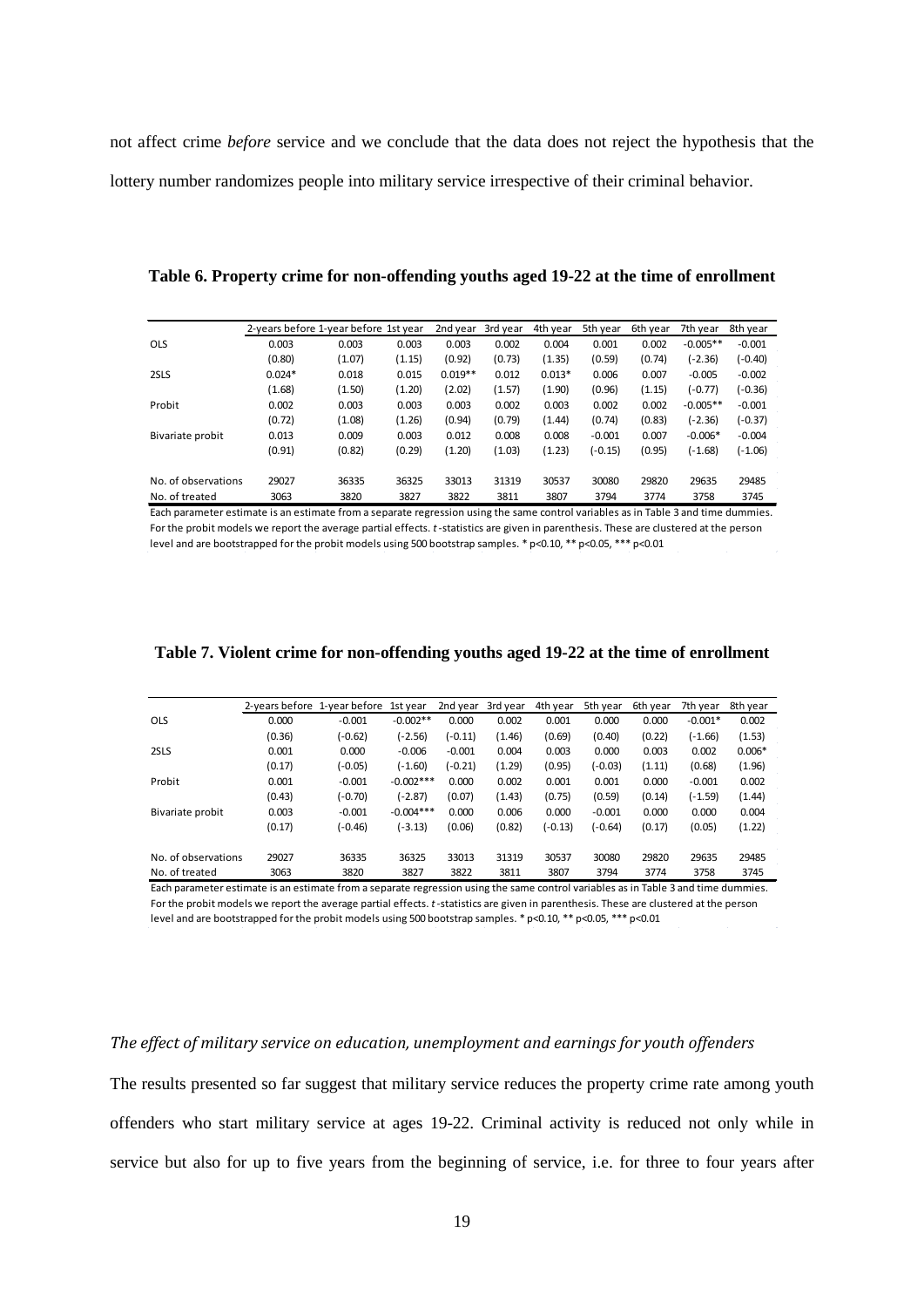not affect crime *before* service and we conclude that the data does not reject the hypothesis that the lottery number randomizes people into military service irrespective of their criminal behavior.

**Table 6. Property crime for non-offending youths aged 19-22 at the time of enrollment**

| | 2-years before | 1-year before | 1st year | 2nd year | 3rd year | 4th year | 5th year | 6th year | 7th year | 8th year |
|---|---|---|---|---|---|---|---|---|---|---|
| OLS | 0.003 | 0.003 | 0.003 | 0.003 | 0.002 | 0.004 | 0.001 | 0.002 | -0.005** | -0.001 |
| | (0.80) | (1.07) | (1.15) | (0.92) | (0.73) | (1.35) | (0.59) | (0.74) | (-2.36) | (-0.40) |
| 2SLS | 0.024* | 0.018 | 0.015 | 0.019** | 0.012 | 0.013* | 0.006 | 0.007 | -0.005 | -0.002 |
| | (1.68) | (1.50) | (1.20) | (2.02) | (1.57) | (1.90) | (0.96) | (1.15) | (-0.77) | (-0.36) |
| Probit | 0.002 | 0.003 | 0.003 | 0.003 | 0.002 | 0.003 | 0.002 | 0.002 | -0.005** | -0.001 |
| | (0.72) | (1.08) | (1.26) | (0.94) | (0.79) | (1.44) | (0.74) | (0.83) | (-2.36) | (-0.37) |
| Bivariate probit | 0.013 | 0.009 | 0.003 | 0.012 | 0.008 | 0.008 | -0.001 | 0.007 | -0.006* | -0.004 |
| | (0.91) | (0.82) | (0.29) | (1.20) | (1.03) | (1.23) | (-0.15) | (0.95) | (-1.68) | (-1.06) |
| No. of observations | 29027 | 36335 | 36325 | 33013 | 31319 | 30537 | 30080 | 29820 | 29635 | 29485 |
| No. of treated | 3063 | 3820 | 3827 | 3822 | 3811 | 3807 | 3794 | 3774 | 3758 | 3745 |

Each parameter estimate is an estimate from a separate regression using the same control variables as in Table 3 and time dummies. For the probit models we report the average partial effects. *t*-statistics are given in parenthesis. These are clustered at the person level and are bootstrapped for the probit models using 500 bootstrap samples. * p<0.10, ** p<0.05, *** p<0.01

**Table 7. Violent crime for non-offending youths aged 19-22 at the time of enrollment**

| | 2-years before | 1-year before | 1st year | 2nd year | 3rd year | 4th year | 5th year | 6th year | 7th year | 8th year |
|---|---|---|---|---|---|---|---|---|---|---|
| OLS | 0.000 | -0.001 | -0.002** | 0.000 | 0.002 | 0.001 | 0.000 | 0.000 | -0.001* | 0.002 |
| | (0.36) | (-0.62) | (-2.56) | (-0.11) | (1.46) | (0.69) | (0.40) | (0.22) | (-1.66) | (1.53) |
| 2SLS | 0.001 | 0.000 | -0.006 | -0.001 | 0.004 | 0.003 | 0.000 | 0.003 | 0.002 | 0.006* |
| | (0.17) | (-0.05) | (-1.60) | (-0.21) | (1.29) | (0.95) | (-0.03) | (1.11) | (0.68) | (1.96) |
| Probit | 0.001 | -0.001 | -0.002*** | 0.000 | 0.002 | 0.001 | 0.001 | 0.000 | -0.001 | 0.002 |
| | (0.43) | (-0.70) | (-2.87) | (0.07) | (1.43) | (0.75) | (0.59) | (0.14) | (-1.59) | (1.44) |
| Bivariate probit | 0.003 | -0.001 | -0.004*** | 0.000 | 0.006 | 0.000 | -0.001 | 0.000 | 0.000 | 0.004 |
| | (0.17) | (-0.46) | (-3.13) | (0.06) | (0.82) | (-0.13) | (-0.64) | (0.17) | (0.05) | (1.22) |
| No. of observations | 29027 | 36335 | 36325 | 33013 | 31319 | 30537 | 30080 | 29820 | 29635 | 29485 |
| No. of treated | 3063 | 3820 | 3827 | 3822 | 3811 | 3807 | 3794 | 3774 | 3758 | 3745 |

Each parameter estimate is an estimate from a separate regression using the same control variables as in Table 3 and time dummies. For the probit models we report the average partial effects. *t*-statistics are given in parenthesis. These are clustered at the person level and are bootstrapped for the probit models using 500 bootstrap samples. * p<0.10, ** p<0.05, *** p<0.01

### *The effect of military service on education, unemployment and earnings for youth offenders*

The results presented so far suggest that military service reduces the property crime rate among youth offenders who start military service at ages 19-22. Criminal activity is reduced not only while in service but also for up to five years from the beginning of service, i.e. for three to four years after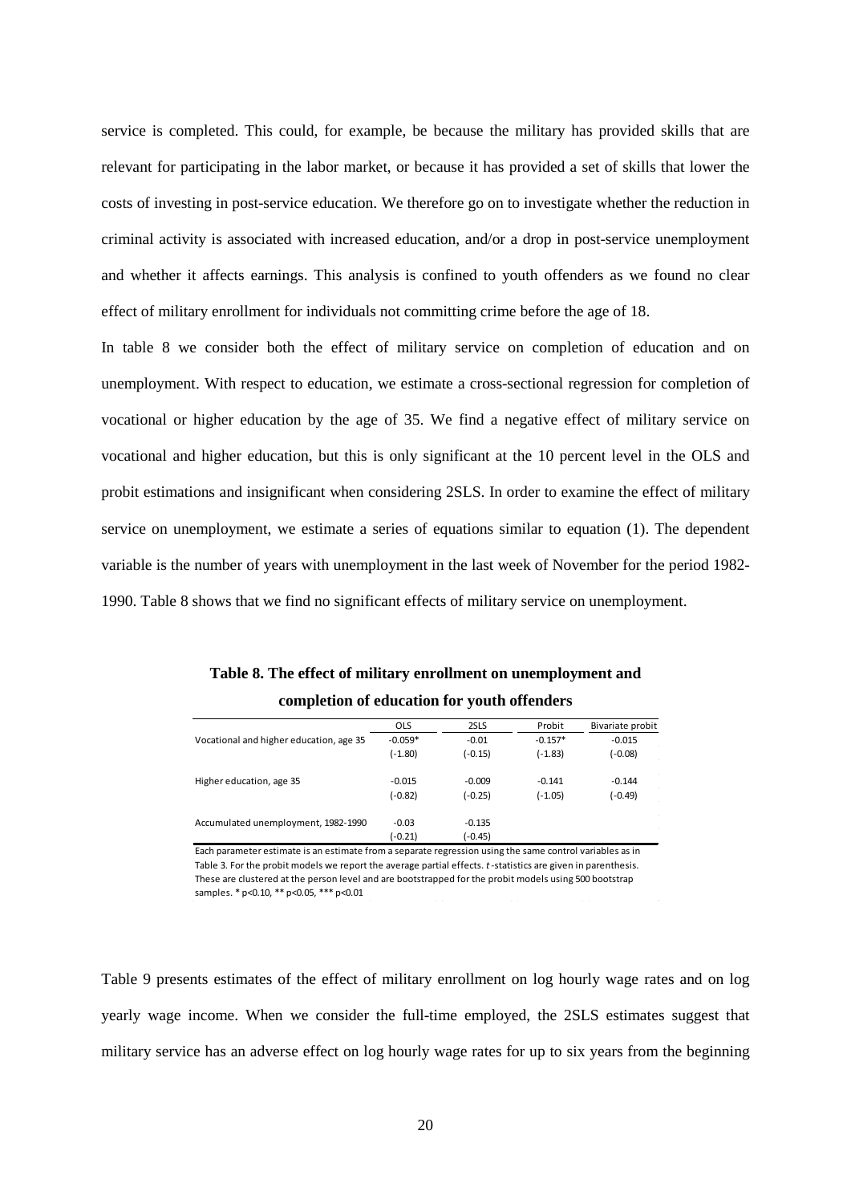service is completed. This could, for example, be because the military has provided skills that are relevant for participating in the labor market, or because it has provided a set of skills that lower the costs of investing in post-service education. We therefore go on to investigate whether the reduction in criminal activity is associated with increased education, and/or a drop in post-service unemployment and whether it affects earnings. This analysis is confined to youth offenders as we found no clear effect of military enrollment for individuals not committing crime before the age of 18.

In table 8 we consider both the effect of military service on completion of education and on unemployment. With respect to education, we estimate a cross-sectional regression for completion of vocational or higher education by the age of 35. We find a negative effect of military service on vocational and higher education, but this is only significant at the 10 percent level in the OLS and probit estimations and insignificant when considering 2SLS. In order to examine the effect of military service on unemployment, we estimate a series of equations similar to equation (1). The dependent variable is the number of years with unemployment in the last week of November for the period 1982-1990. Table 8 shows that we find no significant effects of military service on unemployment.

**Table 8. The effect of military enrollment on unemployment and completion of education for youth offenders**

| | OLS | 2SLS | Probit | Bivariate probit |
|---|---|---|---|---|
| Vocational and higher education, age 35 | -0.059* | -0.01 | -0.157* | -0.015 |
| | (-1.80) | (-0.15) | (-1.83) | (-0.08) |
| Higher education, age 35 | -0.015 | -0.009 | -0.141 | -0.144 |
| | (-0.82) | (-0.25) | (-1.05) | (-0.49) |
| Accumulated unemployment, 1982-1990 | -0.03 | -0.135 | | |
| | (-0.21) | (-0.45) | | |

Each parameter estimate is an estimate from a separate regression using the same control variables as in Table 3. For the probit models we report the average partial effects. *t*-statistics are given in parenthesis. These are clustered at the person level and are bootstrapped for the probit models using 500 bootstrap samples. * p<0.10, ** p<0.05, *** p<0.01

Table 9 presents estimates of the effect of military enrollment on log hourly wage rates and on log yearly wage income. When we consider the full-time employed, the 2SLS estimates suggest that military service has an adverse effect on log hourly wage rates for up to six years from the beginning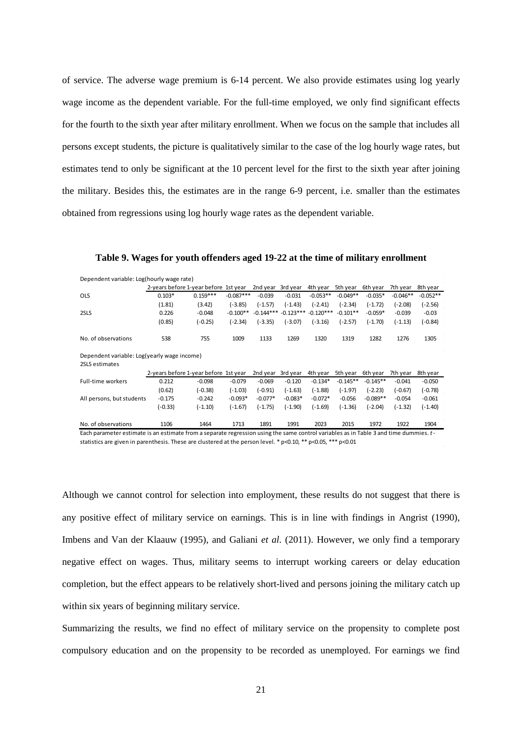of service. The adverse wage premium is 6-14 percent. We also provide estimates using log yearly wage income as the dependent variable. For the full-time employed, we only find significant effects for the fourth to the sixth year after military enrollment. When we focus on the sample that includes all persons except students, the picture is qualitatively similar to the case of the log hourly wage rates, but estimates tend to only be significant at the 10 percent level for the first to the sixth year after joining the military. Besides this, the estimates are in the range 6-9 percent, i.e. smaller than the estimates obtained from regressions using log hourly wage rates as the dependent variable.

**Table 9. Wages for youth offenders aged 19-22 at the time of military enrollment**

| Dependent variable: Log(hourly wage rate) | | | | | | | | | | |
|---|---|---|---|---|---|---|---|---|---|---|
| | 2-years before | 1-year before | 1st year | 2nd year | 3rd year | 4th year | 5th year | 6th year | 7th year | 8th year |
| OLS | 0.103* | 0.159*** | -0.087*** | -0.039 | -0.031 | -0.053** | -0.049** | -0.035* | -0.046** | -0.052** |
| | (1.81) | (3.42) | (-3.85) | (-1.57) | (-1.43) | (-2.41) | (-2.34) | (-1.72) | (-2.08) | (-2.56) |
| 2SLS | 0.226 | -0.048 | -0.100** | -0.144*** | -0.123*** | -0.120*** | -0.101** | -0.059* | -0.039 | -0.03 |
| | (0.85) | (-0.25) | (-2.34) | (-3.35) | (-3.07) | (-3.16) | (-2.57) | (-1.70) | (-1.13) | (-0.84) |
| No. of observations | 538 | 755 | 1009 | 1133 | 1269 | 1320 | 1319 | 1282 | 1276 | 1305 |
| Dependent variable: Log(yearly wage income) | | | | | | | | | | |
| 2SLS estimates | | | | | | | | | | |
| | 2-years before | 1-year before | 1st year | 2nd year | 3rd year | 4th year | 5th year | 6th year | 7th year | 8th year |
| Full-time workers | 0.212 | -0.098 | -0.079 | -0.069 | -0.120 | -0.134* | -0.145** | -0.145** | -0.041 | -0.050 |
| | (0.62) | (-0.38) | (-1.03) | (-0.91) | (-1.63) | (-1.88) | (-1.97) | (-2.23) | (-0.67) | (-0.78) |
| All persons, but students | -0.175 | -0.242 | -0.093* | -0.077* | -0.083* | -0.072* | -0.056 | -0.089** | -0.054 | -0.061 |
| | (-0.33) | (-1.10) | (-1.67) | (-1.75) | (-1.90) | (-1.69) | (-1.36) | (-2.04) | (-1.32) | (-1.40) |
| No. of observations | 1106 | 1464 | 1713 | 1891 | 1991 | 2023 | 2015 | 1972 | 1922 | 1904 |

Each parameter estimate is an estimate from a separate regression using the same control variables as in Table 3 and time dummies. *t*-statistics are given in parenthesis. These are clustered at the person level. * p<0.10, ** p<0.05, *** p<0.01

Although we cannot control for selection into employment, these results do not suggest that there is any positive effect of military service on earnings. This is in line with findings in Angrist (1990), Imbens and Van der Klaauw (1995), and Galiani *et al.* (2011). However, we only find a temporary negative effect on wages. Thus, military seems to interrupt working careers or delay education completion, but the effect appears to be relatively short-lived and persons joining the military catch up within six years of beginning military service.

Summarizing the results, we find no effect of military service on the propensity to complete post compulsory education and on the propensity to be recorded as unemployed. For earnings we find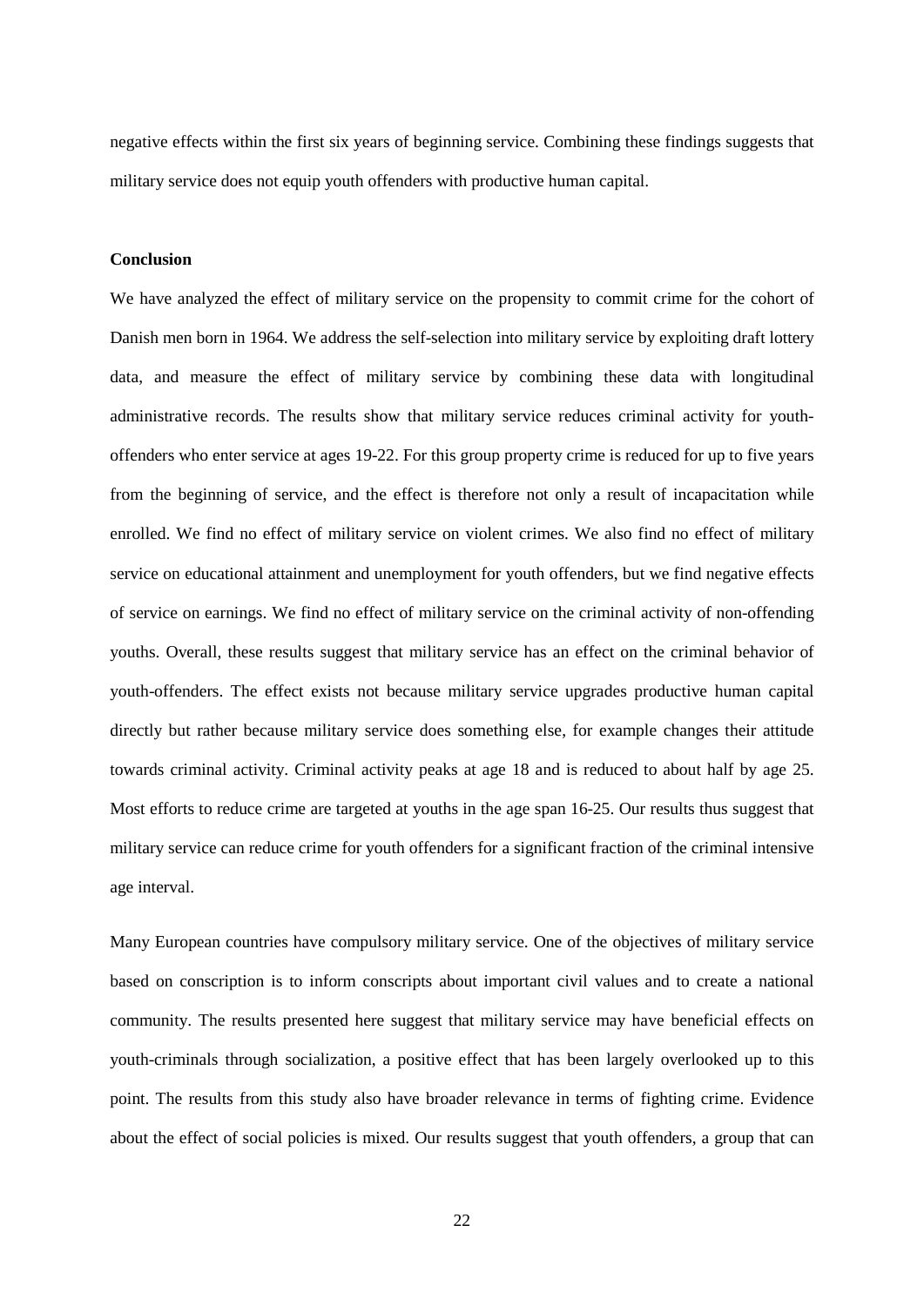negative effects within the first six years of beginning service. Combining these findings suggests that military service does not equip youth offenders with productive human capital.

**Conclusion**

We have analyzed the effect of military service on the propensity to commit crime for the cohort of Danish men born in 1964. We address the self-selection into military service by exploiting draft lottery data, and measure the effect of military service by combining these data with longitudinal administrative records. The results show that military service reduces criminal activity for youth-offenders who enter service at ages 19-22. For this group property crime is reduced for up to five years from the beginning of service, and the effect is therefore not only a result of incapacitation while enrolled. We find no effect of military service on violent crimes. We also find no effect of military service on educational attainment and unemployment for youth offenders, but we find negative effects of service on earnings. We find no effect of military service on the criminal activity of non-offending youths. Overall, these results suggest that military service has an effect on the criminal behavior of youth-offenders. The effect exists not because military service upgrades productive human capital directly but rather because military service does something else, for example changes their attitude towards criminal activity. Criminal activity peaks at age 18 and is reduced to about half by age 25. Most efforts to reduce crime are targeted at youths in the age span 16-25. Our results thus suggest that military service can reduce crime for youth offenders for a significant fraction of the criminal intensive age interval.

Many European countries have compulsory military service. One of the objectives of military service based on conscription is to inform conscripts about important civil values and to create a national community. The results presented here suggest that military service may have beneficial effects on youth-criminals through socialization, a positive effect that has been largely overlooked up to this point. The results from this study also have broader relevance in terms of fighting crime. Evidence about the effect of social policies is mixed. Our results suggest that youth offenders, a group that can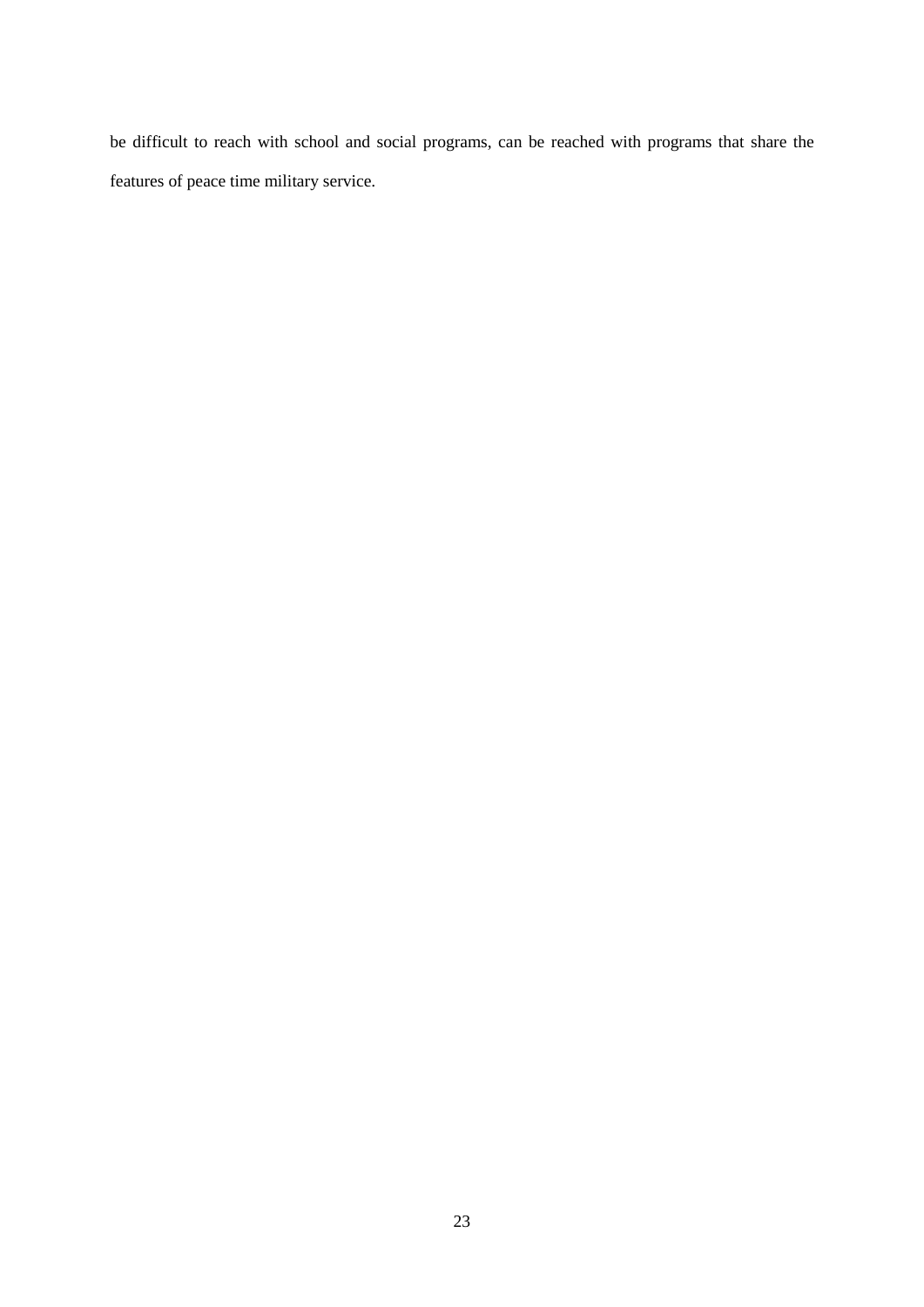be difficult to reach with school and social programs, can be reached with programs that share the features of peace time military service.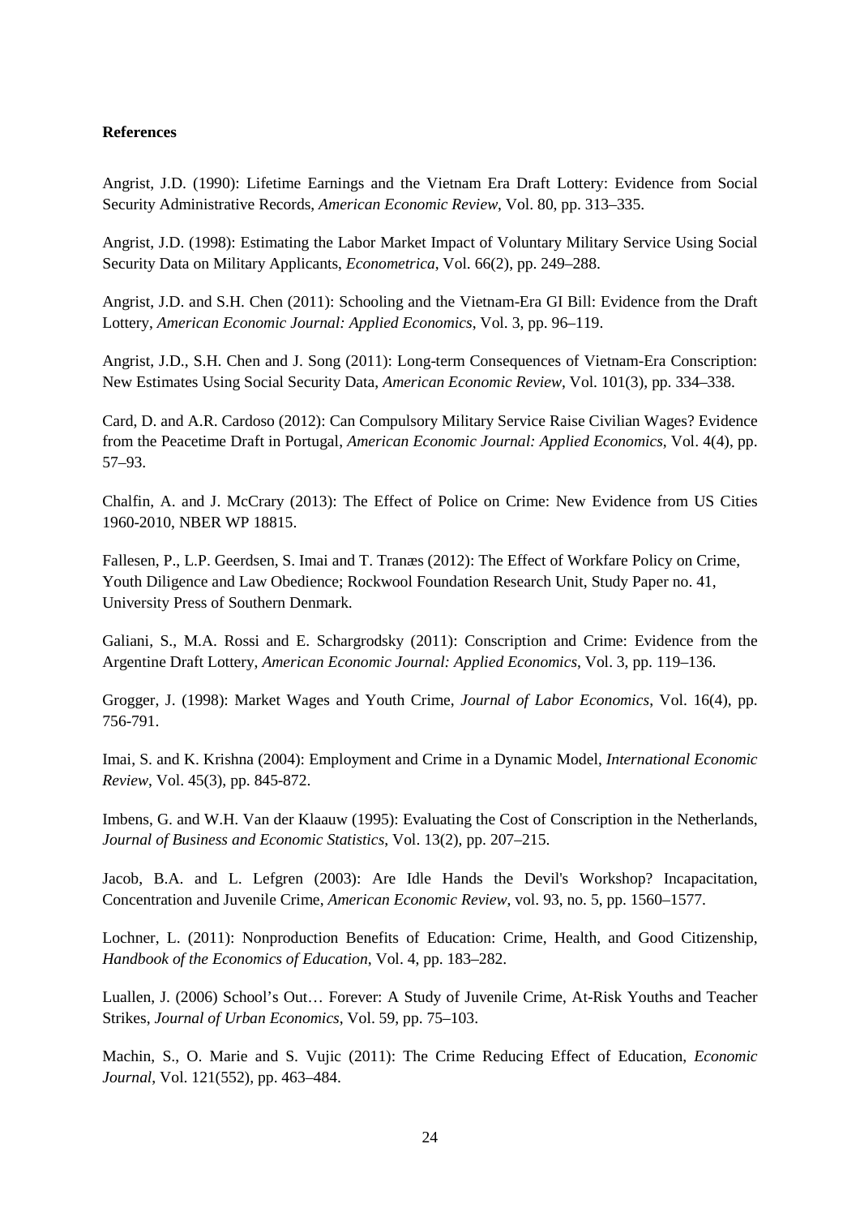**References**

Angrist, J.D. (1990): Lifetime Earnings and the Vietnam Era Draft Lottery: Evidence from Social Security Administrative Records, *American Economic Review*, Vol. 80, pp. 313–335.

Angrist, J.D. (1998): Estimating the Labor Market Impact of Voluntary Military Service Using Social Security Data on Military Applicants, *Econometrica*, Vol. 66(2), pp. 249–288.

Angrist, J.D. and S.H. Chen (2011): Schooling and the Vietnam-Era GI Bill: Evidence from the Draft Lottery, *American Economic Journal: Applied Economics*, Vol. 3, pp. 96–119.

Angrist, J.D., S.H. Chen and J. Song (2011): Long-term Consequences of Vietnam-Era Conscription: New Estimates Using Social Security Data, *American Economic Review*, Vol. 101(3), pp. 334–338.

Card, D. and A.R. Cardoso (2012): Can Compulsory Military Service Raise Civilian Wages? Evidence from the Peacetime Draft in Portugal, *American Economic Journal: Applied Economics*, Vol. 4(4), pp. 57–93.

Chalfin, A. and J. McCrary (2013): The Effect of Police on Crime: New Evidence from US Cities 1960-2010, NBER WP 18815.

Fallesen, P., L.P. Geerdsen, S. Imai and T. Tranæs (2012): The Effect of Workfare Policy on Crime, Youth Diligence and Law Obedience; Rockwool Foundation Research Unit, Study Paper no. 41, University Press of Southern Denmark.

Galiani, S., M.A. Rossi and E. Schargrodsky (2011): Conscription and Crime: Evidence from the Argentine Draft Lottery, *American Economic Journal: Applied Economics*, Vol. 3, pp. 119–136.

Grogger, J. (1998): Market Wages and Youth Crime, *Journal of Labor Economics*, Vol. 16(4), pp. 756-791.

Imai, S. and K. Krishna (2004): Employment and Crime in a Dynamic Model, *International Economic Review*, Vol. 45(3), pp. 845-872.

Imbens, G. and W.H. Van der Klaauw (1995): Evaluating the Cost of Conscription in the Netherlands, *Journal of Business and Economic Statistics*, Vol. 13(2), pp. 207–215.

Jacob, B.A. and L. Lefgren (2003): Are Idle Hands the Devil's Workshop? Incapacitation, Concentration and Juvenile Crime, *American Economic Review*, vol. 93, no. 5, pp. 1560–1577.

Lochner, L. (2011): Nonproduction Benefits of Education: Crime, Health, and Good Citizenship, *Handbook of the Economics of Education*, Vol. 4, pp. 183–282.

Luallen, J. (2006) School's Out… Forever: A Study of Juvenile Crime, At-Risk Youths and Teacher Strikes, *Journal of Urban Economics*, Vol. 59, pp. 75–103.

Machin, S., O. Marie and S. Vujic (2011): The Crime Reducing Effect of Education, *Economic Journal*, Vol. 121(552), pp. 463–484.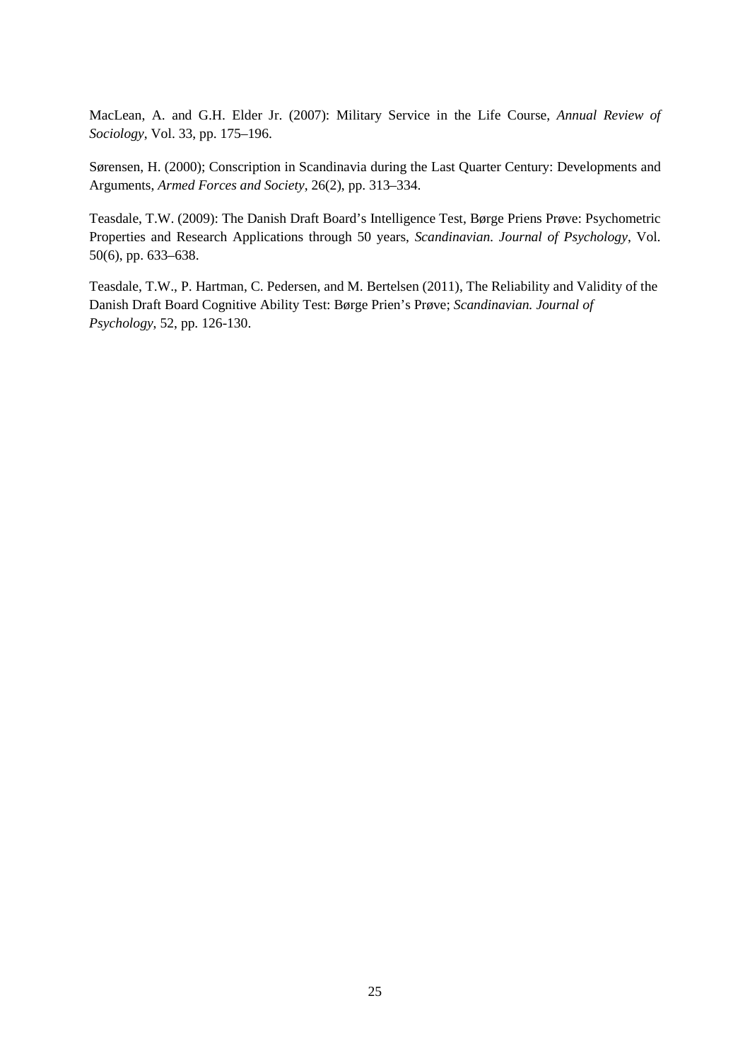MacLean, A. and G.H. Elder Jr. (2007): Military Service in the Life Course, *Annual Review of Sociology*, Vol. 33, pp. 175–196.

Sørensen, H. (2000); Conscription in Scandinavia during the Last Quarter Century: Developments and Arguments, *Armed Forces and Society*, 26(2), pp. 313–334.

Teasdale, T.W. (2009): The Danish Draft Board's Intelligence Test, Børge Priens Prøve: Psychometric Properties and Research Applications through 50 years, *Scandinavian. Journal of Psychology*, Vol. 50(6), pp. 633–638.

Teasdale, T.W., P. Hartman, C. Pedersen, and M. Bertelsen (2011), The Reliability and Validity of the Danish Draft Board Cognitive Ability Test: Børge Prien's Prøve; *Scandinavian. Journal of Psychology*, 52, pp. 126-130.